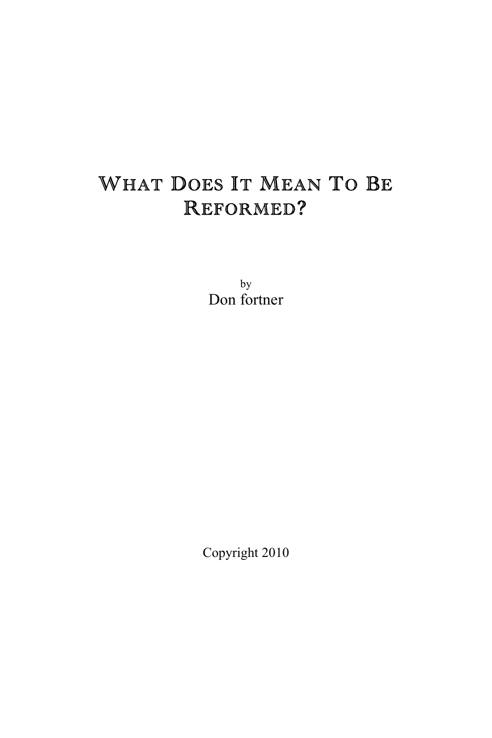# What Does It Mean To Be Reformed?

by

Don fortner

Copyright 2010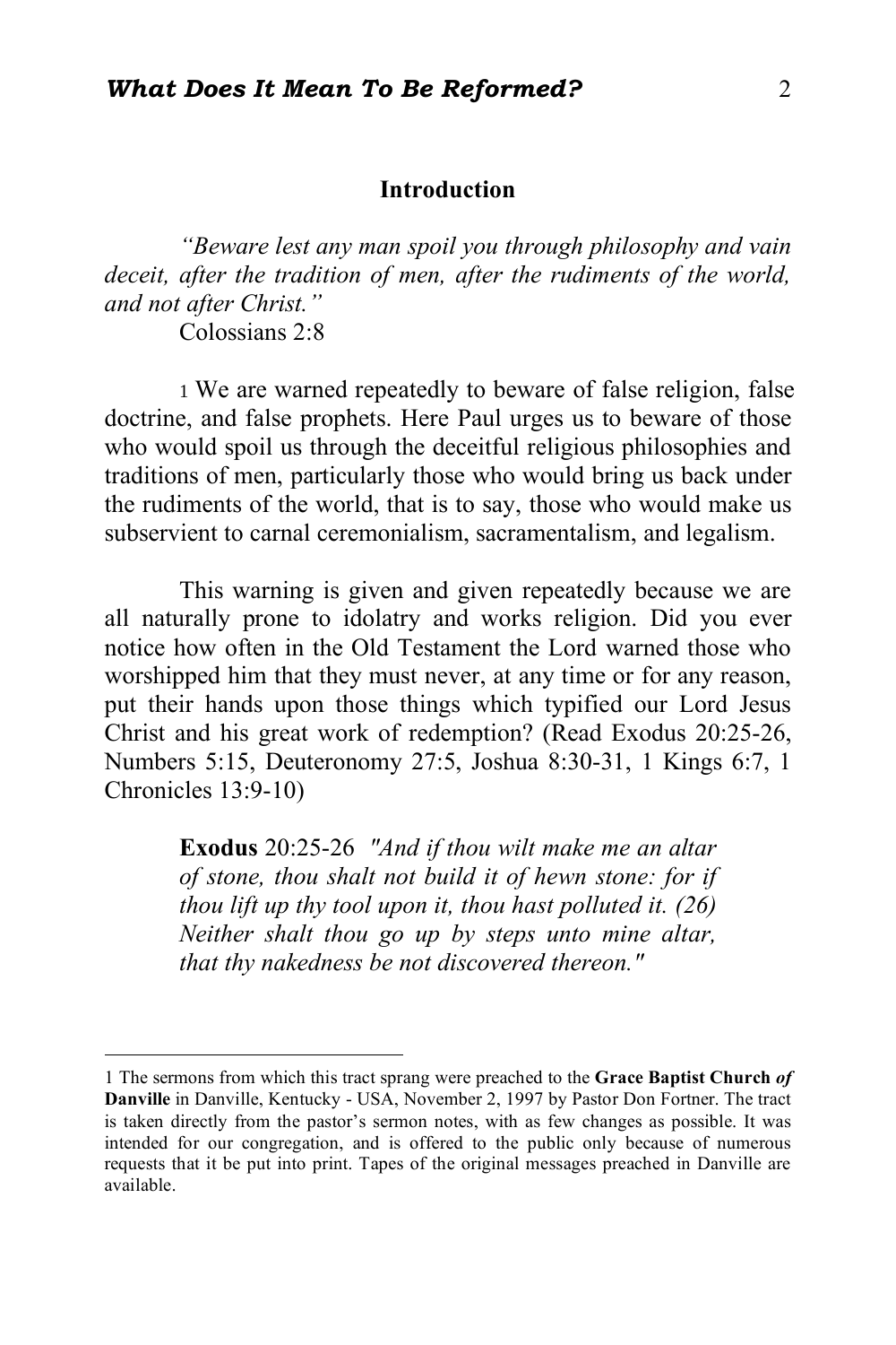## Introduction

*"Beware lest any man spoil you through philosophy and vain deceit, after the tradition of men, after the rudiments of the world, and not after Christ."*
Colossians 2:8

[1] We are warned repeatedly to beware of false religion, false doctrine, and false prophets. Here Paul urges us to beware of those who would spoil us through the deceitful religious philosophies and traditions of men, particularly those who would bring us back under the rudiments of the world, that is to say, those who would make us subservient to carnal ceremonialism, sacramentalism, and legalism.

This warning is given and given repeatedly because we are all naturally prone to idolatry and works religion. Did you ever notice how often in the Old Testament the Lord warned those who worshipped him that they must never, at any time or for any reason, put their hands upon those things which typified our Lord Jesus Christ and his great work of redemption? (Read Exodus 20:25-26, Numbers 5:15, Deuteronomy 27:5, Joshua 8:30-31, 1 Kings 6:7, 1 Chronicles 13:9-10)

> **Exodus** 20:25-26 *"And if thou wilt make me an altar of stone, thou shalt not build it of hewn stone: for if thou lift up thy tool upon it, thou hast polluted it. (26) Neither shalt thou go up by steps unto mine altar, that thy nakedness be not discovered thereon."*

---

1 The sermons from which this tract sprang were preached to the **Grace Baptist Church *of* Danville** in Danville, Kentucky - USA, November 2, 1997 by Pastor Don Fortner. The tract is taken directly from the pastor's sermon notes, with as few changes as possible. It was intended for our congregation, and is offered to the public only because of numerous requests that it be put into print. Tapes of the original messages preached in Danville are available.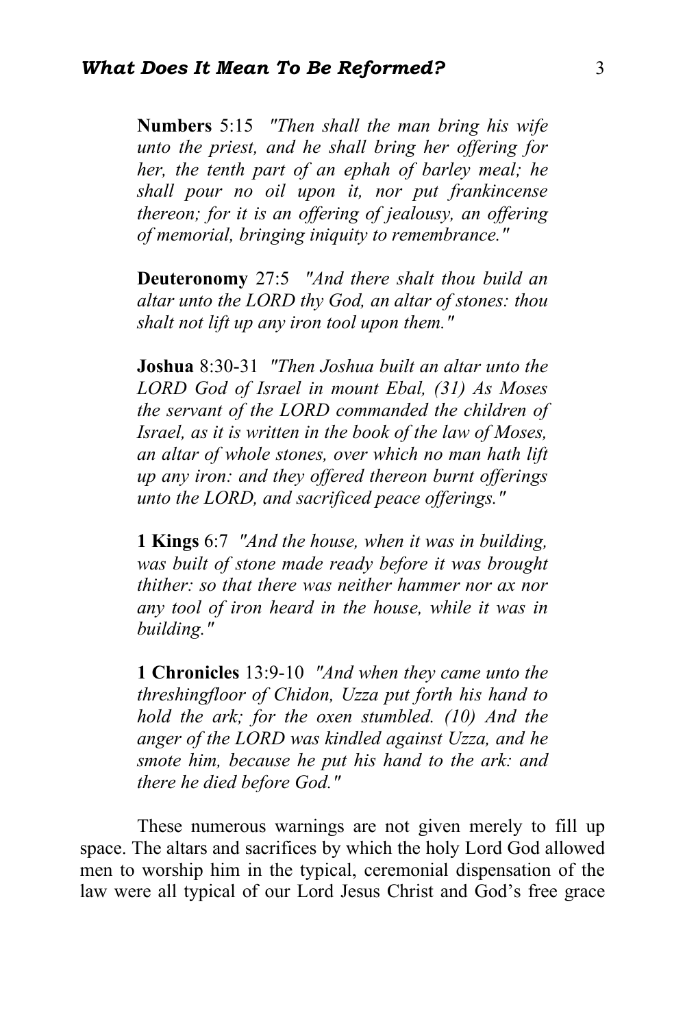**Numbers** 5:15 *"Then shall the man bring his wife unto the priest, and he shall bring her offering for her, the tenth part of an ephah of barley meal; he shall pour no oil upon it, nor put frankincense thereon; for it is an offering of jealousy, an offering of memorial, bringing iniquity to remembrance."*

**Deuteronomy** 27:5 *"And there shalt thou build an altar unto the LORD thy God, an altar of stones: thou shalt not lift up any iron tool upon them."*

**Joshua** 8:30-31 *"Then Joshua built an altar unto the LORD God of Israel in mount Ebal, (31) As Moses the servant of the LORD commanded the children of Israel, as it is written in the book of the law of Moses, an altar of whole stones, over which no man hath lift up any iron: and they offered thereon burnt offerings unto the LORD, and sacrificed peace offerings."*

**1 Kings** 6:7 *"And the house, when it was in building, was built of stone made ready before it was brought thither: so that there was neither hammer nor ax nor any tool of iron heard in the house, while it was in building."*

**1 Chronicles** 13:9-10 *"And when they came unto the threshingfloor of Chidon, Uzza put forth his hand to hold the ark; for the oxen stumbled. (10) And the anger of the LORD was kindled against Uzza, and he smote him, because he put his hand to the ark: and there he died before God."*

These numerous warnings are not given merely to fill up space. The altars and sacrifices by which the holy Lord God allowed men to worship him in the typical, ceremonial dispensation of the law were all typical of our Lord Jesus Christ and God's free grace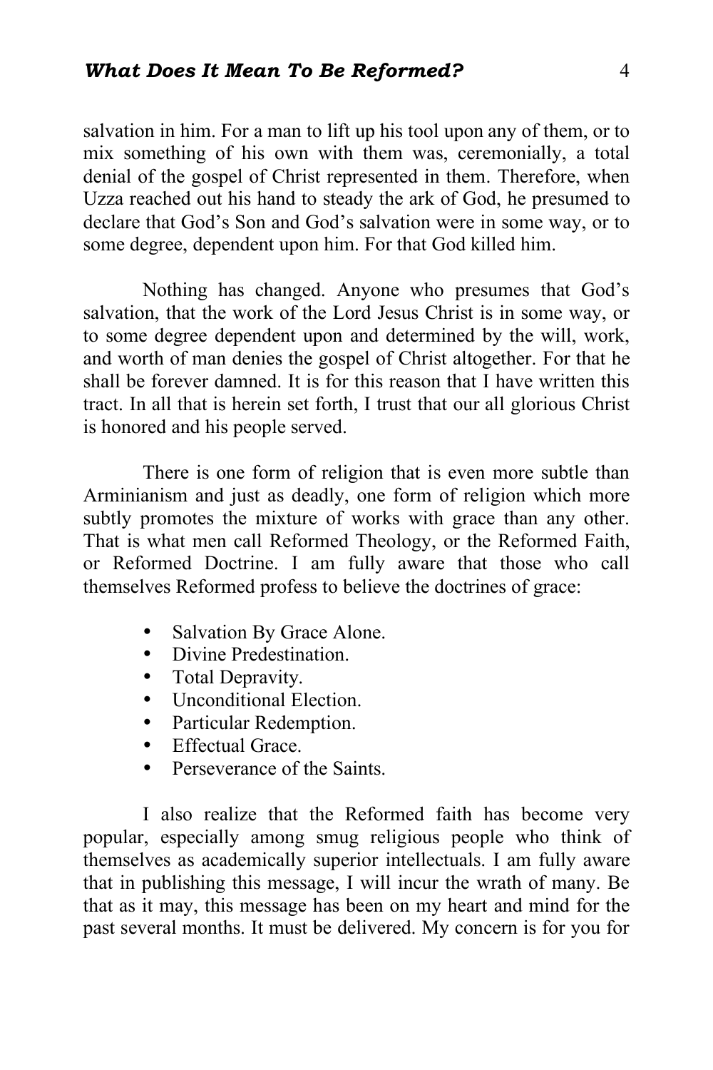salvation in him. For a man to lift up his tool upon any of them, or to mix something of his own with them was, ceremonially, a total denial of the gospel of Christ represented in them. Therefore, when Uzza reached out his hand to steady the ark of God, he presumed to declare that God's Son and God's salvation were in some way, or to some degree, dependent upon him. For that God killed him.

Nothing has changed. Anyone who presumes that God's salvation, that the work of the Lord Jesus Christ is in some way, or to some degree dependent upon and determined by the will, work, and worth of man denies the gospel of Christ altogether. For that he shall be forever damned. It is for this reason that I have written this tract. In all that is herein set forth, I trust that our all glorious Christ is honored and his people served.

There is one form of religion that is even more subtle than Arminianism and just as deadly, one form of religion which more subtly promotes the mixture of works with grace than any other. That is what men call Reformed Theology, or the Reformed Faith, or Reformed Doctrine. I am fully aware that those who call themselves Reformed profess to believe the doctrines of grace:

- Salvation By Grace Alone.
- Divine Predestination.
- Total Depravity.
- Unconditional Election.
- Particular Redemption.
- Effectual Grace.
- Perseverance of the Saints.

I also realize that the Reformed faith has become very popular, especially among smug religious people who think of themselves as academically superior intellectuals. I am fully aware that in publishing this message, I will incur the wrath of many. Be that as it may, this message has been on my heart and mind for the past several months. It must be delivered. My concern is for you for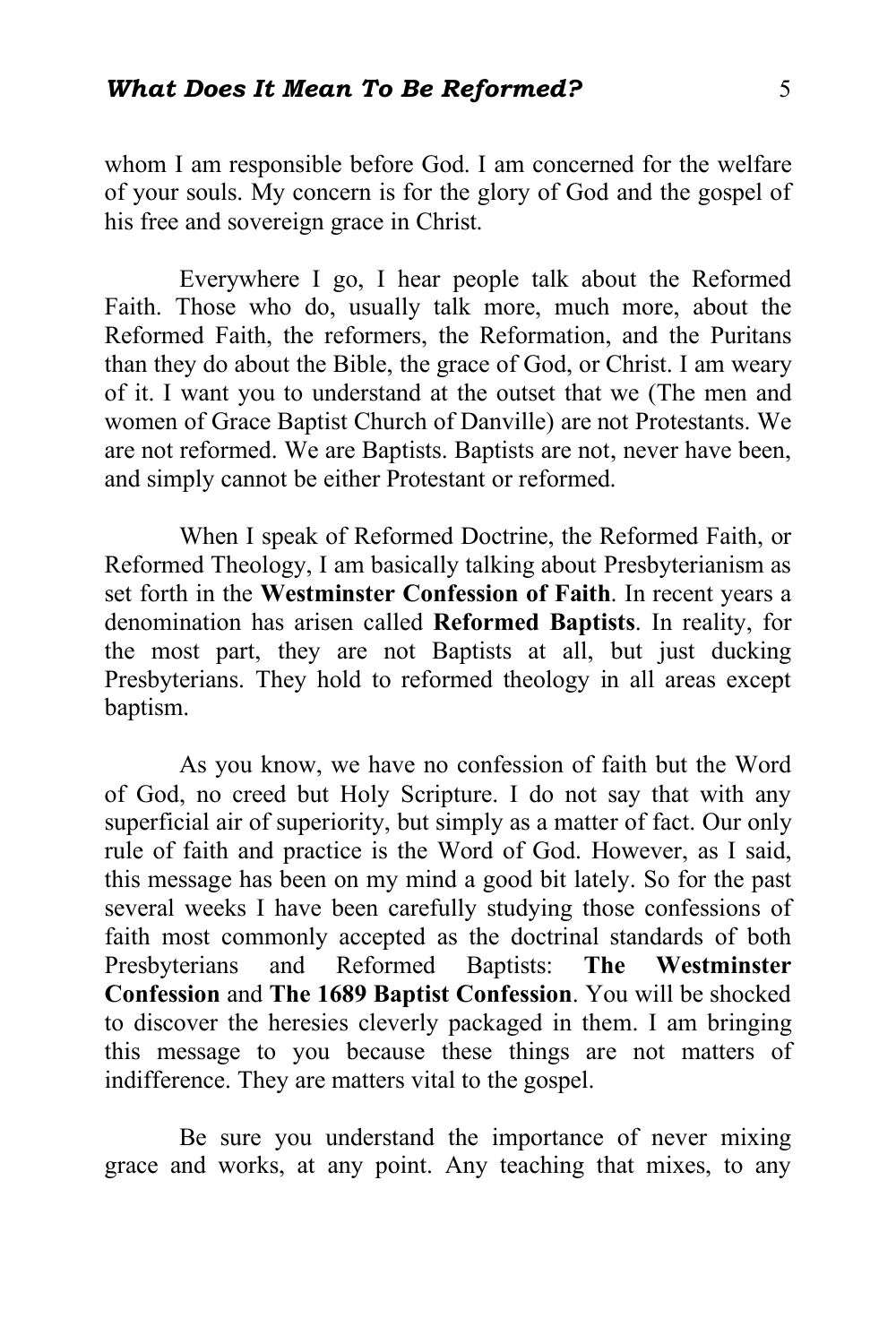whom I am responsible before God. I am concerned for the welfare of your souls. My concern is for the glory of God and the gospel of his free and sovereign grace in Christ.

Everywhere I go, I hear people talk about the Reformed Faith. Those who do, usually talk more, much more, about the Reformed Faith, the reformers, the Reformation, and the Puritans than they do about the Bible, the grace of God, or Christ. I am weary of it. I want you to understand at the outset that we (The men and women of Grace Baptist Church of Danville) are not Protestants. We are not reformed. We are Baptists. Baptists are not, never have been, and simply cannot be either Protestant or reformed.

When I speak of Reformed Doctrine, the Reformed Faith, or Reformed Theology, I am basically talking about Presbyterianism as set forth in the **Westminster Confession of Faith**. In recent years a denomination has arisen called **Reformed Baptists**. In reality, for the most part, they are not Baptists at all, but just ducking Presbyterians. They hold to reformed theology in all areas except baptism.

As you know, we have no confession of faith but the Word of God, no creed but Holy Scripture. I do not say that with any superficial air of superiority, but simply as a matter of fact. Our only rule of faith and practice is the Word of God. However, as I said, this message has been on my mind a good bit lately. So for the past several weeks I have been carefully studying those confessions of faith most commonly accepted as the doctrinal standards of both Presbyterians and Reformed Baptists: **The Westminster Confession** and **The 1689 Baptist Confession**. You will be shocked to discover the heresies cleverly packaged in them. I am bringing this message to you because these things are not matters of indifference. They are matters vital to the gospel.

Be sure you understand the importance of never mixing grace and works, at any point. Any teaching that mixes, to any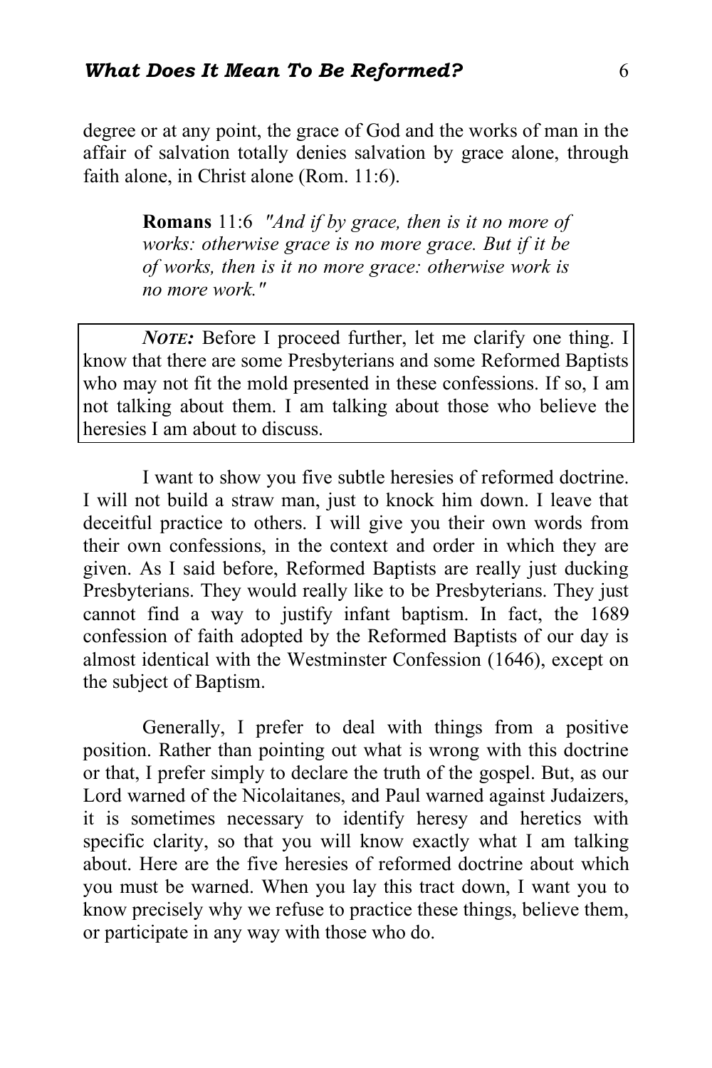degree or at any point, the grace of God and the works of man in the affair of salvation totally denies salvation by grace alone, through faith alone, in Christ alone (Rom. 11:6).

> **Romans** 11:6 *"And if by grace, then is it no more of works: otherwise grace is no more grace. But if it be of works, then is it no more grace: otherwise work is no more work."*

***NOTE:*** Before I proceed further, let me clarify one thing. I know that there are some Presbyterians and some Reformed Baptists who may not fit the mold presented in these confessions. If so, I am not talking about them. I am talking about those who believe the heresies I am about to discuss.

I want to show you five subtle heresies of reformed doctrine. I will not build a straw man, just to knock him down. I leave that deceitful practice to others. I will give you their own words from their own confessions, in the context and order in which they are given. As I said before, Reformed Baptists are really just ducking Presbyterians. They would really like to be Presbyterians. They just cannot find a way to justify infant baptism. In fact, the 1689 confession of faith adopted by the Reformed Baptists of our day is almost identical with the Westminster Confession (1646), except on the subject of Baptism.

Generally, I prefer to deal with things from a positive position. Rather than pointing out what is wrong with this doctrine or that, I prefer simply to declare the truth of the gospel. But, as our Lord warned of the Nicolaitanes, and Paul warned against Judaizers, it is sometimes necessary to identify heresy and heretics with specific clarity, so that you will know exactly what I am talking about. Here are the five heresies of reformed doctrine about which you must be warned. When you lay this tract down, I want you to know precisely why we refuse to practice these things, believe them, or participate in any way with those who do.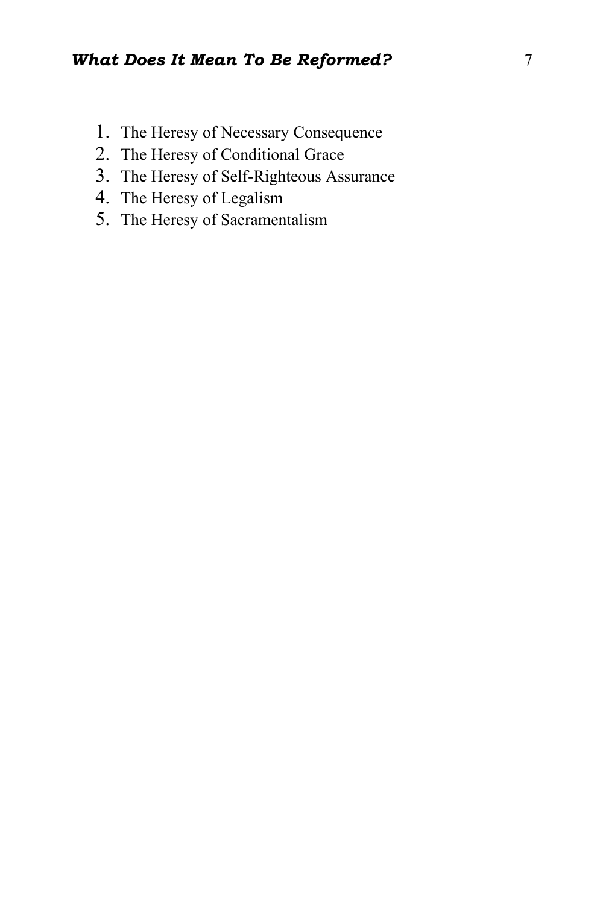1. The Heresy of Necessary Consequence
2. The Heresy of Conditional Grace
3. The Heresy of Self-Righteous Assurance
4. The Heresy of Legalism
5. The Heresy of Sacramentalism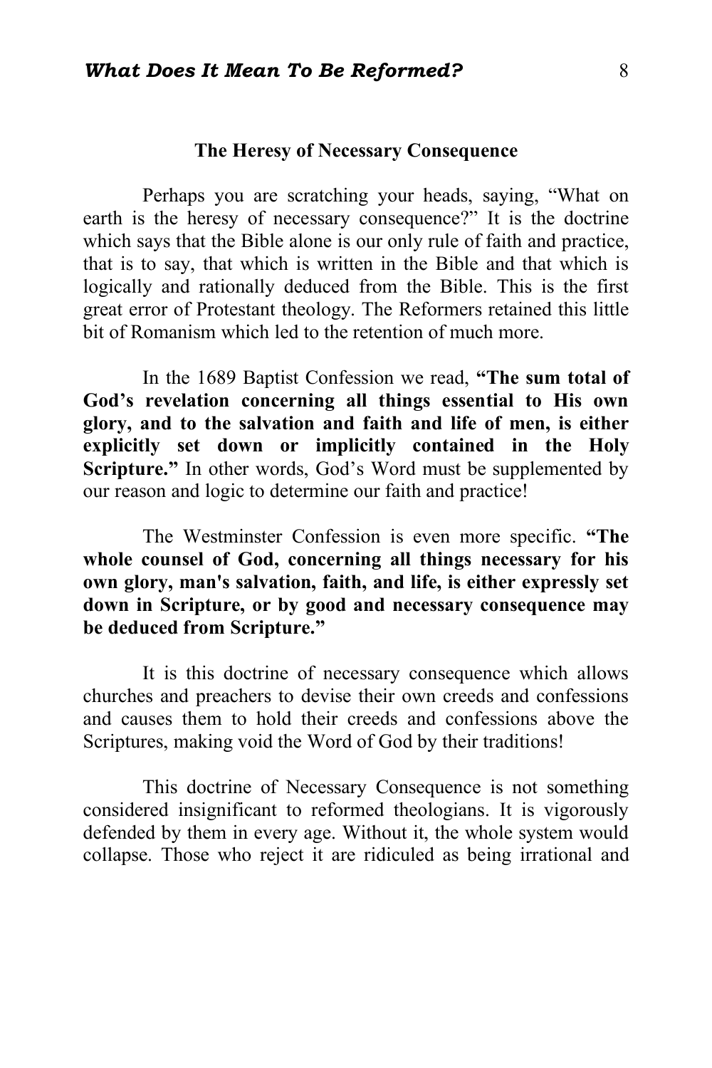### The Heresy of Necessary Consequence

Perhaps you are scratching your heads, saying, "What on earth is the heresy of necessary consequence?" It is the doctrine which says that the Bible alone is our only rule of faith and practice, that is to say, that which is written in the Bible and that which is logically and rationally deduced from the Bible. This is the first great error of Protestant theology. The Reformers retained this little bit of Romanism which led to the retention of much more.

In the 1689 Baptist Confession we read, **"The sum total of God's revelation concerning all things essential to His own glory, and to the salvation and faith and life of men, is either explicitly set down or implicitly contained in the Holy Scripture."** In other words, God's Word must be supplemented by our reason and logic to determine our faith and practice!

The Westminster Confession is even more specific. **"The whole counsel of God, concerning all things necessary for his own glory, man's salvation, faith, and life, is either expressly set down in Scripture, or by good and necessary consequence may be deduced from Scripture."**

It is this doctrine of necessary consequence which allows churches and preachers to devise their own creeds and confessions and causes them to hold their creeds and confessions above the Scriptures, making void the Word of God by their traditions!

This doctrine of Necessary Consequence is not something considered insignificant to reformed theologians. It is vigorously defended by them in every age. Without it, the whole system would collapse. Those who reject it are ridiculed as being irrational and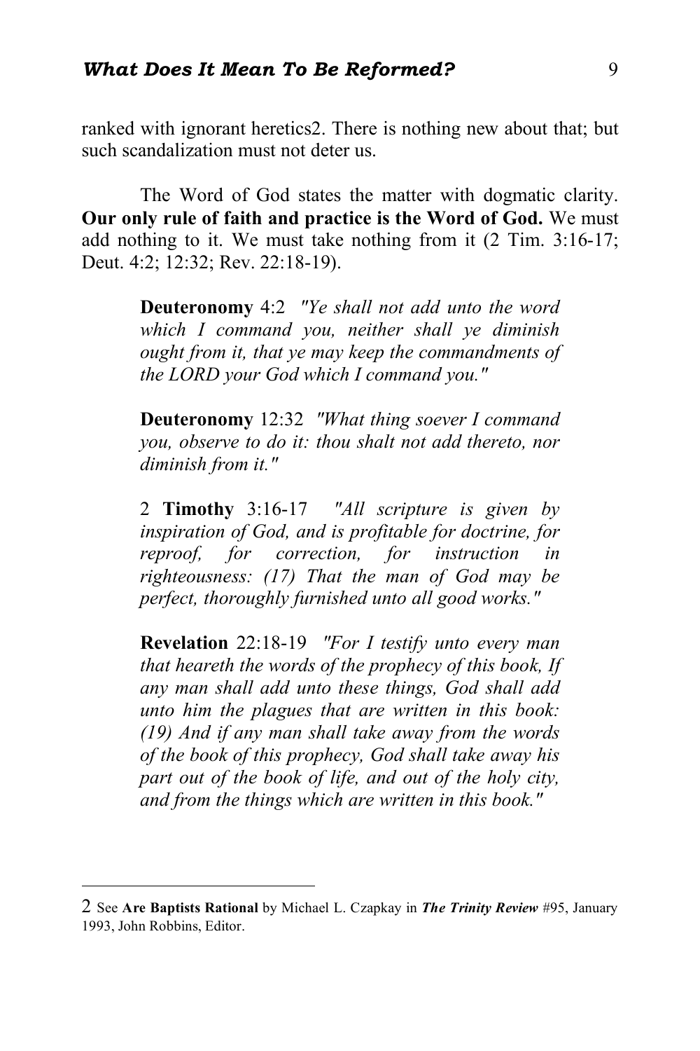ranked with ignorant heretics[2]. There is nothing new about that; but such scandalization must not deter us.

The Word of God states the matter with dogmatic clarity. **Our only rule of faith and practice is the Word of God.** We must add nothing to it. We must take nothing from it (2 Tim. 3:16-17; Deut. 4:2; 12:32; Rev. 22:18-19).

> **Deuteronomy** 4:2 *"Ye shall not add unto the word which I command you, neither shall ye diminish ought from it, that ye may keep the commandments of the LORD your God which I command you."*
>
> **Deuteronomy** 12:32 *"What thing soever I command you, observe to do it: thou shalt not add thereto, nor diminish from it."*
>
> 2 **Timothy** 3:16-17 *"All scripture is given by inspiration of God, and is profitable for doctrine, for reproof, for correction, for instruction in righteousness: (17) That the man of God may be perfect, thoroughly furnished unto all good works."*
>
> **Revelation** 22:18-19 *"For I testify unto every man that heareth the words of the prophecy of this book, If any man shall add unto these things, God shall add unto him the plagues that are written in this book: (19) And if any man shall take away from the words of the book of this prophecy, God shall take away his part out of the book of life, and out of the holy city, and from the things which are written in this book."*

---

2 See **Are Baptists Rational** by Michael L. Czapkay in ***The Trinity Review*** #95, January 1993, John Robbins, Editor.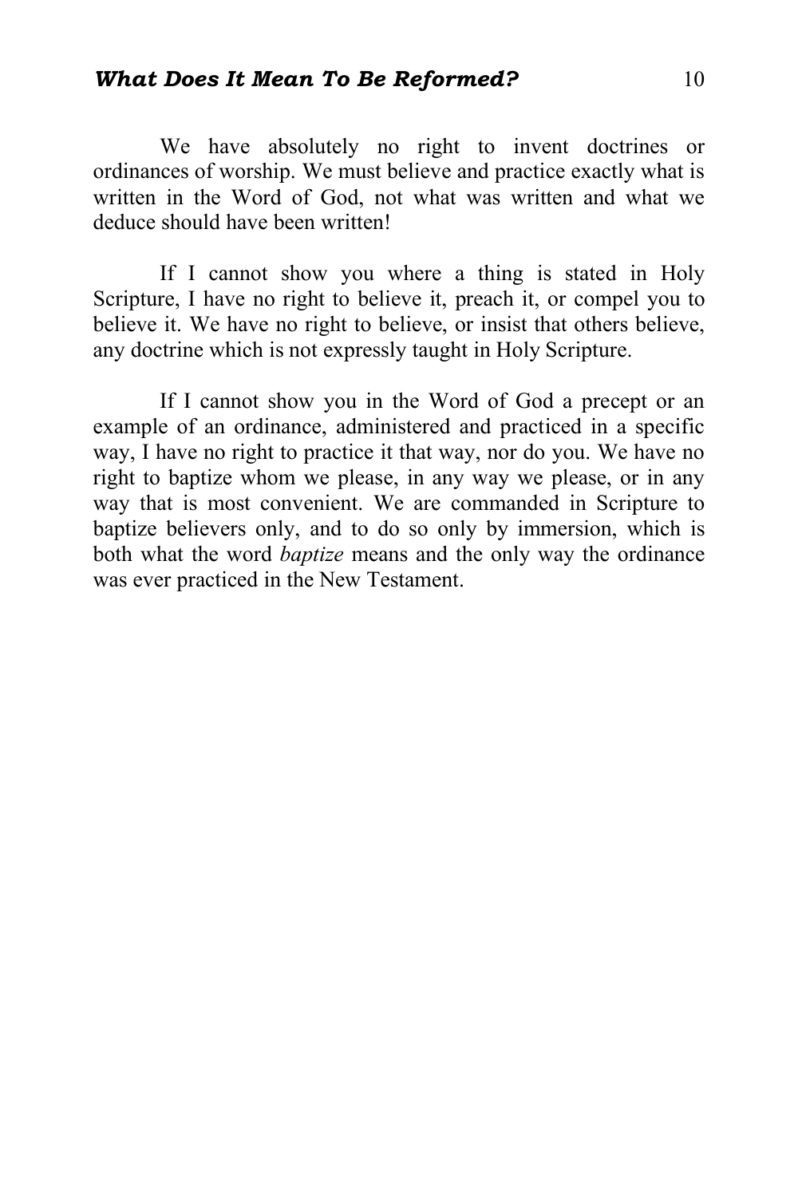We have absolutely no right to invent doctrines or ordinances of worship. We must believe and practice exactly what is written in the Word of God, not what was written and what we deduce should have been written!

If I cannot show you where a thing is stated in Holy Scripture, I have no right to believe it, preach it, or compel you to believe it. We have no right to believe, or insist that others believe, any doctrine which is not expressly taught in Holy Scripture.

If I cannot show you in the Word of God a precept or an example of an ordinance, administered and practiced in a specific way, I have no right to practice it that way, nor do you. We have no right to baptize whom we please, in any way we please, or in any way that is most convenient. We are commanded in Scripture to baptize believers only, and to do so only by immersion, which is both what the word *baptize* means and the only way the ordinance was ever practiced in the New Testament.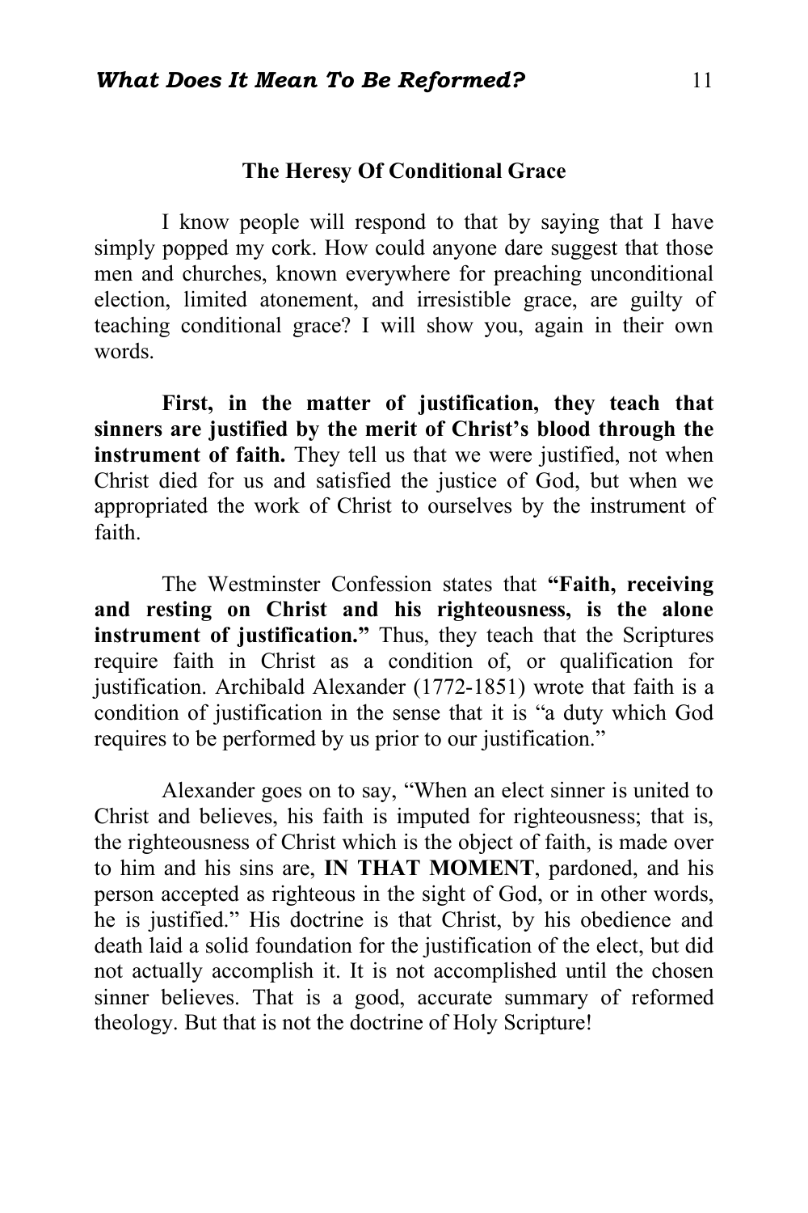## The Heresy Of Conditional Grace

I know people will respond to that by saying that I have simply popped my cork. How could anyone dare suggest that those men and churches, known everywhere for preaching unconditional election, limited atonement, and irresistible grace, are guilty of teaching conditional grace? I will show you, again in their own words.

**First, in the matter of justification, they teach that sinners are justified by the merit of Christ's blood through the instrument of faith.** They tell us that we were justified, not when Christ died for us and satisfied the justice of God, but when we appropriated the work of Christ to ourselves by the instrument of faith.

The Westminster Confession states that **"Faith, receiving and resting on Christ and his righteousness, is the alone instrument of justification."** Thus, they teach that the Scriptures require faith in Christ as a condition of, or qualification for justification. Archibald Alexander (1772-1851) wrote that faith is a condition of justification in the sense that it is "a duty which God requires to be performed by us prior to our justification."

Alexander goes on to say, "When an elect sinner is united to Christ and believes, his faith is imputed for righteousness; that is, the righteousness of Christ which is the object of faith, is made over to him and his sins are, **IN THAT MOMENT**, pardoned, and his person accepted as righteous in the sight of God, or in other words, he is justified." His doctrine is that Christ, by his obedience and death laid a solid foundation for the justification of the elect, but did not actually accomplish it. It is not accomplished until the chosen sinner believes. That is a good, accurate summary of reformed theology. But that is not the doctrine of Holy Scripture!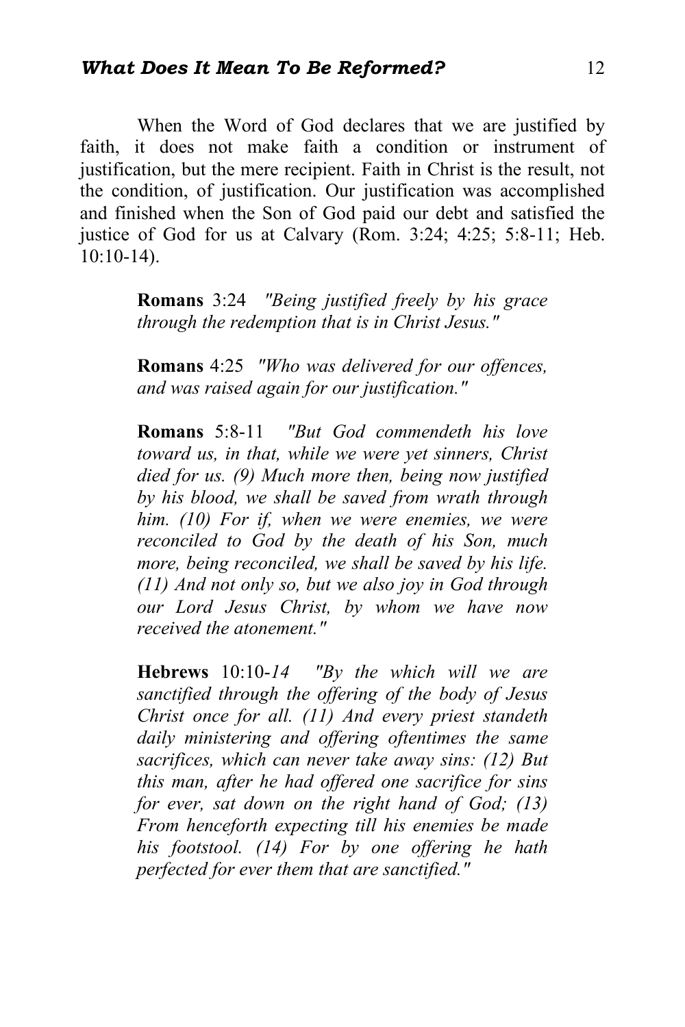When the Word of God declares that we are justified by faith, it does not make faith a condition or instrument of justification, but the mere recipient. Faith in Christ is the result, not the condition, of justification. Our justification was accomplished and finished when the Son of God paid our debt and satisfied the justice of God for us at Calvary (Rom. 3:24; 4:25; 5:8-11; Heb. 10:10-14).

> **Romans** 3:24 *"Being justified freely by his grace through the redemption that is in Christ Jesus."*
>
> **Romans** 4:25 *"Who was delivered for our offences, and was raised again for our justification."*
>
> **Romans** 5:8-11 *"But God commendeth his love toward us, in that, while we were yet sinners, Christ died for us. (9) Much more then, being now justified by his blood, we shall be saved from wrath through him. (10) For if, when we were enemies, we were reconciled to God by the death of his Son, much more, being reconciled, we shall be saved by his life. (11) And not only so, but we also joy in God through our Lord Jesus Christ, by whom we have now received the atonement."*
>
> **Hebrews** 10:10-*14* *"By the which will we are sanctified through the offering of the body of Jesus Christ once for all. (11) And every priest standeth daily ministering and offering oftentimes the same sacrifices, which can never take away sins: (12) But this man, after he had offered one sacrifice for sins for ever, sat down on the right hand of God; (13) From henceforth expecting till his enemies be made his footstool. (14) For by one offering he hath perfected for ever them that are sanctified."*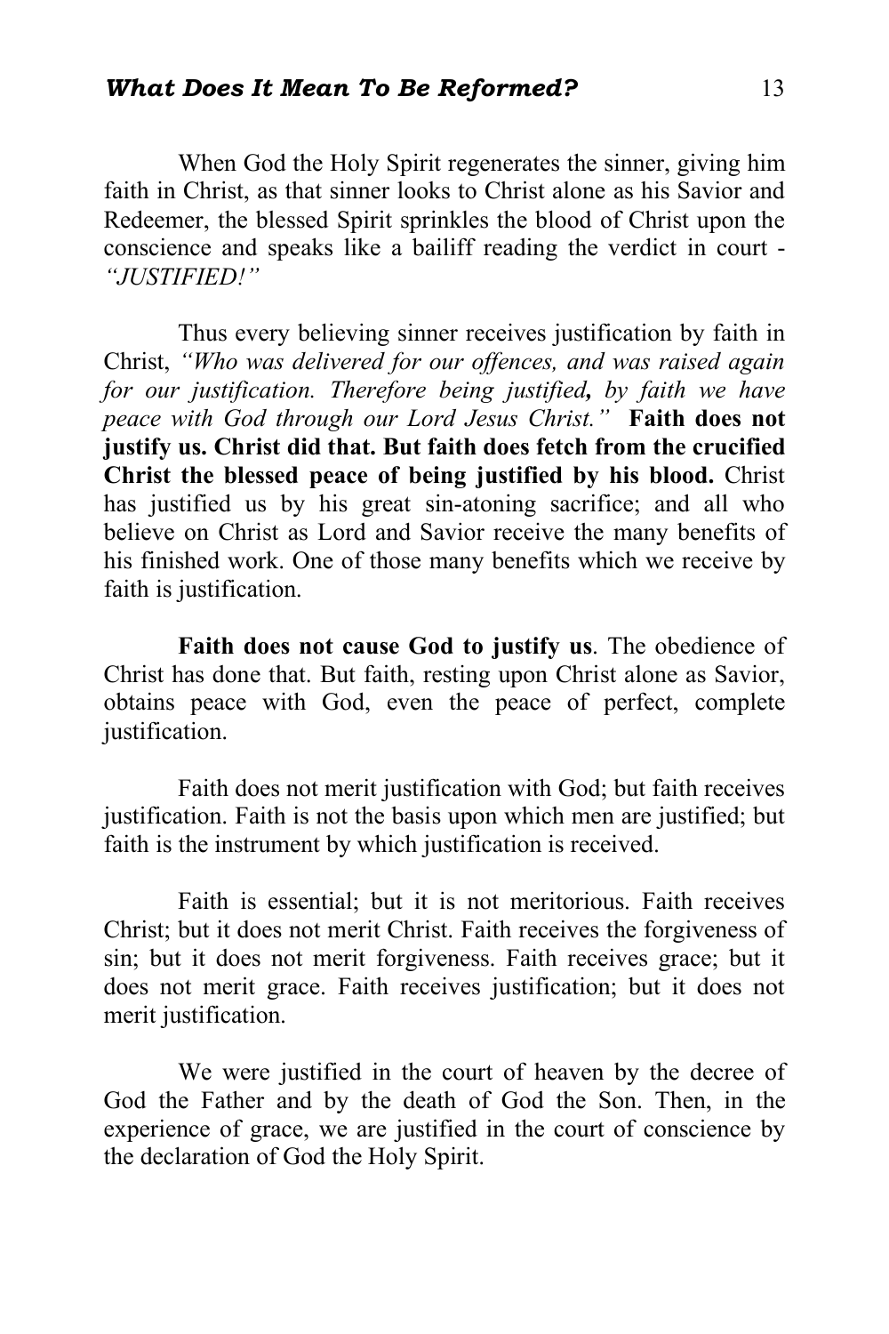When God the Holy Spirit regenerates the sinner, giving him faith in Christ, as that sinner looks to Christ alone as his Savior and Redeemer, the blessed Spirit sprinkles the blood of Christ upon the conscience and speaks like a bailiff reading the verdict in court - *"JUSTIFIED!"*

Thus every believing sinner receives justification by faith in Christ, *"Who was delivered for our offences, and was raised again for our justification. Therefore being justified**,** by faith we have peace with God through our Lord Jesus Christ."* **Faith does not justify us. Christ did that. But faith does fetch from the crucified Christ the blessed peace of being justified by his blood.** Christ has justified us by his great sin-atoning sacrifice; and all who believe on Christ as Lord and Savior receive the many benefits of his finished work. One of those many benefits which we receive by faith is justification.

**Faith does not cause God to justify us**. The obedience of Christ has done that. But faith, resting upon Christ alone as Savior, obtains peace with God, even the peace of perfect, complete justification.

Faith does not merit justification with God; but faith receives justification. Faith is not the basis upon which men are justified; but faith is the instrument by which justification is received.

Faith is essential; but it is not meritorious. Faith receives Christ; but it does not merit Christ. Faith receives the forgiveness of sin; but it does not merit forgiveness. Faith receives grace; but it does not merit grace. Faith receives justification; but it does not merit justification.

We were justified in the court of heaven by the decree of God the Father and by the death of God the Son. Then, in the experience of grace, we are justified in the court of conscience by the declaration of God the Holy Spirit.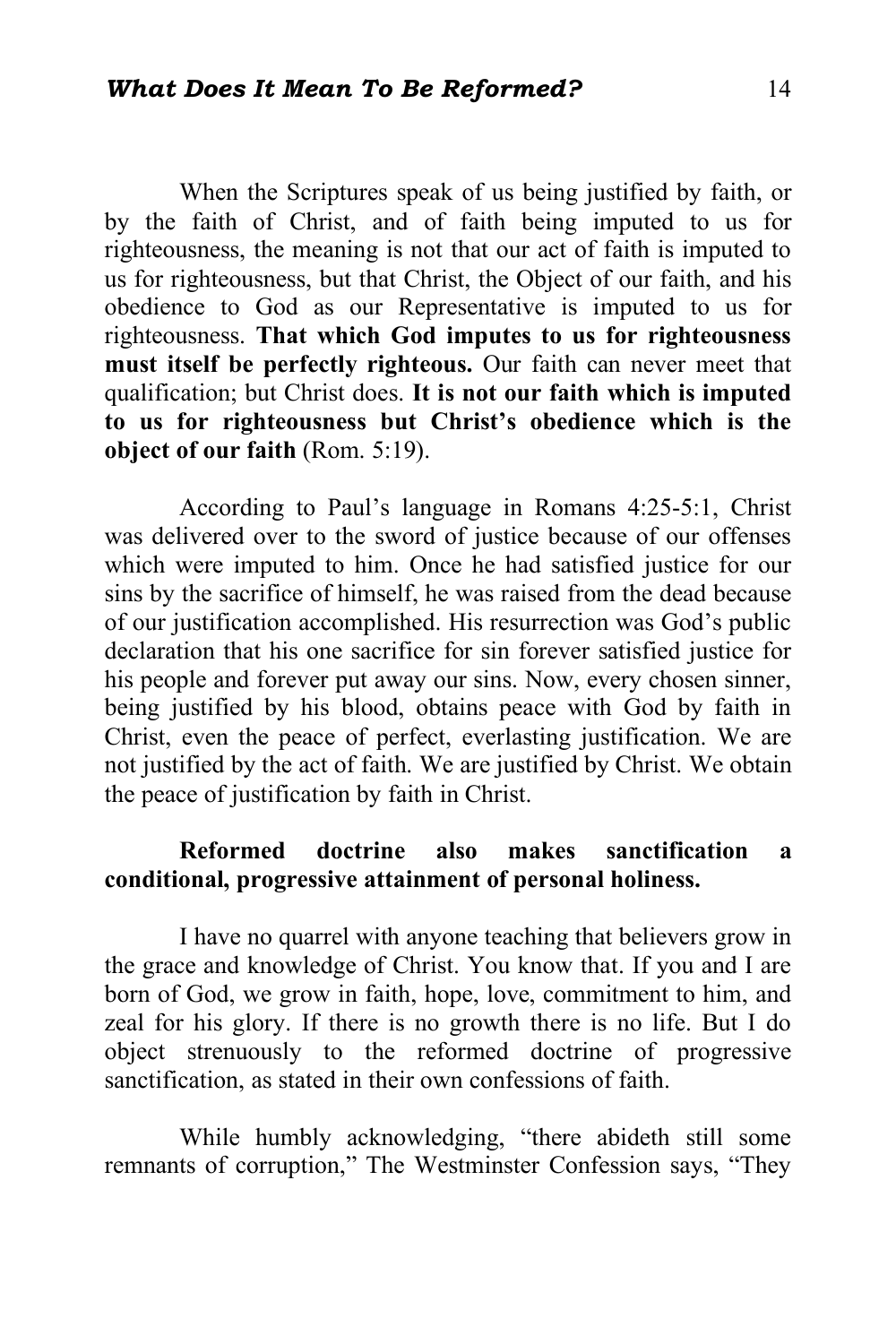When the Scriptures speak of us being justified by faith, or by the faith of Christ, and of faith being imputed to us for righteousness, the meaning is not that our act of faith is imputed to us for righteousness, but that Christ, the Object of our faith, and his obedience to God as our Representative is imputed to us for righteousness. **That which God imputes to us for righteousness must itself be perfectly righteous.** Our faith can never meet that qualification; but Christ does. **It is not our faith which is imputed to us for righteousness but Christ's obedience which is the object of our faith** (Rom. 5:19).

According to Paul's language in Romans 4:25-5:1, Christ was delivered over to the sword of justice because of our offenses which were imputed to him. Once he had satisfied justice for our sins by the sacrifice of himself, he was raised from the dead because of our justification accomplished. His resurrection was God's public declaration that his one sacrifice for sin forever satisfied justice for his people and forever put away our sins. Now, every chosen sinner, being justified by his blood, obtains peace with God by faith in Christ, even the peace of perfect, everlasting justification. We are not justified by the act of faith. We are justified by Christ. We obtain the peace of justification by faith in Christ.

**Reformed doctrine also makes sanctification a conditional, progressive attainment of personal holiness.**

I have no quarrel with anyone teaching that believers grow in the grace and knowledge of Christ. You know that. If you and I are born of God, we grow in faith, hope, love, commitment to him, and zeal for his glory. If there is no growth there is no life. But I do object strenuously to the reformed doctrine of progressive sanctification, as stated in their own confessions of faith.

While humbly acknowledging, "there abideth still some remnants of corruption," The Westminster Confession says, "They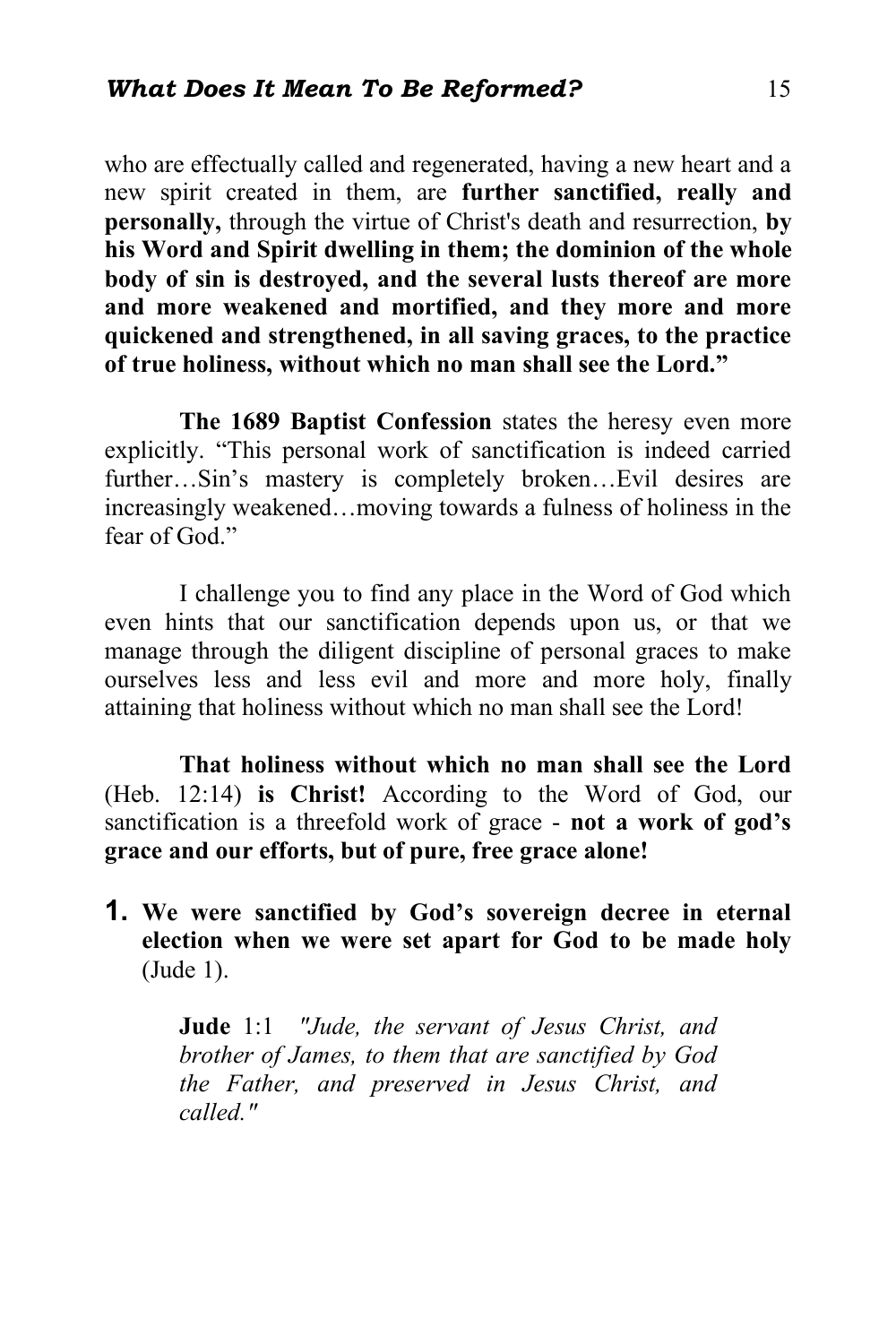who are effectually called and regenerated, having a new heart and a new spirit created in them, are **further sanctified, really and personally,** through the virtue of Christ's death and resurrection, **by his Word and Spirit dwelling in them; the dominion of the whole body of sin is destroyed, and the several lusts thereof are more and more weakened and mortified, and they more and more quickened and strengthened, in all saving graces, to the practice of true holiness, without which no man shall see the Lord."**

**The 1689 Baptist Confession** states the heresy even more explicitly. "This personal work of sanctification is indeed carried further…Sin's mastery is completely broken…Evil desires are increasingly weakened…moving towards a fulness of holiness in the fear of God."

I challenge you to find any place in the Word of God which even hints that our sanctification depends upon us, or that we manage through the diligent discipline of personal graces to make ourselves less and less evil and more and more holy, finally attaining that holiness without which no man shall see the Lord!

**That holiness without which no man shall see the Lord** (Heb. 12:14) **is Christ!** According to the Word of God, our sanctification is a threefold work of grace - **not a work of god's grace and our efforts, but of pure, free grace alone!**

1. **We were sanctified by God's sovereign decree in eternal election when we were set apart for God to be made holy** (Jude 1).

   **Jude** 1:1 *"Jude, the servant of Jesus Christ, and brother of James, to them that are sanctified by God the Father, and preserved in Jesus Christ, and called."*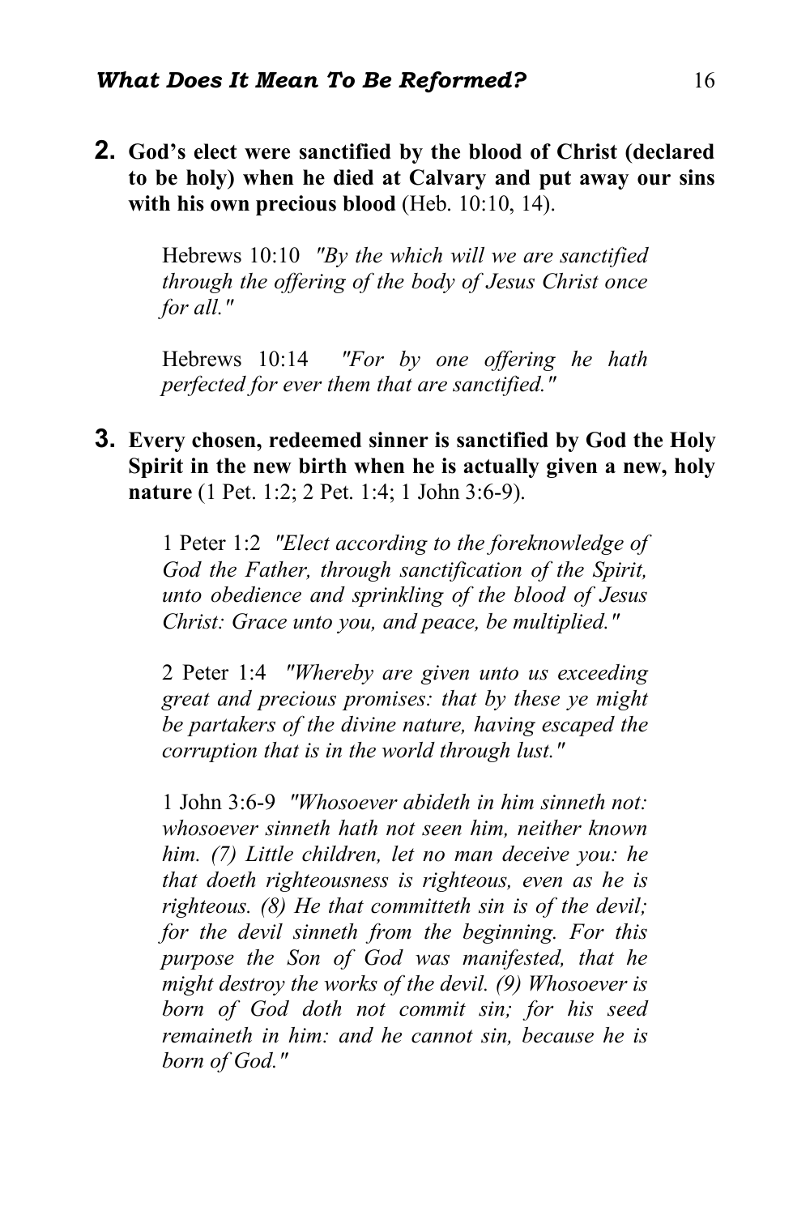**2.** **God's elect were sanctified by the blood of Christ (declared to be holy) when he died at Calvary and put away our sins with his own precious blood** (Heb. 10:10, 14).

> Hebrews 10:10 *"By the which will we are sanctified through the offering of the body of Jesus Christ once for all."*
>
> Hebrews 10:14 *"For by one offering he hath perfected for ever them that are sanctified."*

**3.** **Every chosen, redeemed sinner is sanctified by God the Holy Spirit in the new birth when he is actually given a new, holy nature** (1 Pet. 1:2; 2 Pet. 1:4; 1 John 3:6-9).

> 1 Peter 1:2 *"Elect according to the foreknowledge of God the Father, through sanctification of the Spirit, unto obedience and sprinkling of the blood of Jesus Christ: Grace unto you, and peace, be multiplied."*
>
> 2 Peter 1:4 *"Whereby are given unto us exceeding great and precious promises: that by these ye might be partakers of the divine nature, having escaped the corruption that is in the world through lust."*
>
> 1 John 3:6-9 *"Whosoever abideth in him sinneth not: whosoever sinneth hath not seen him, neither known him. (7) Little children, let no man deceive you: he that doeth righteousness is righteous, even as he is righteous. (8) He that committeth sin is of the devil; for the devil sinneth from the beginning. For this purpose the Son of God was manifested, that he might destroy the works of the devil. (9) Whosoever is born of God doth not commit sin; for his seed remaineth in him: and he cannot sin, because he is born of God."*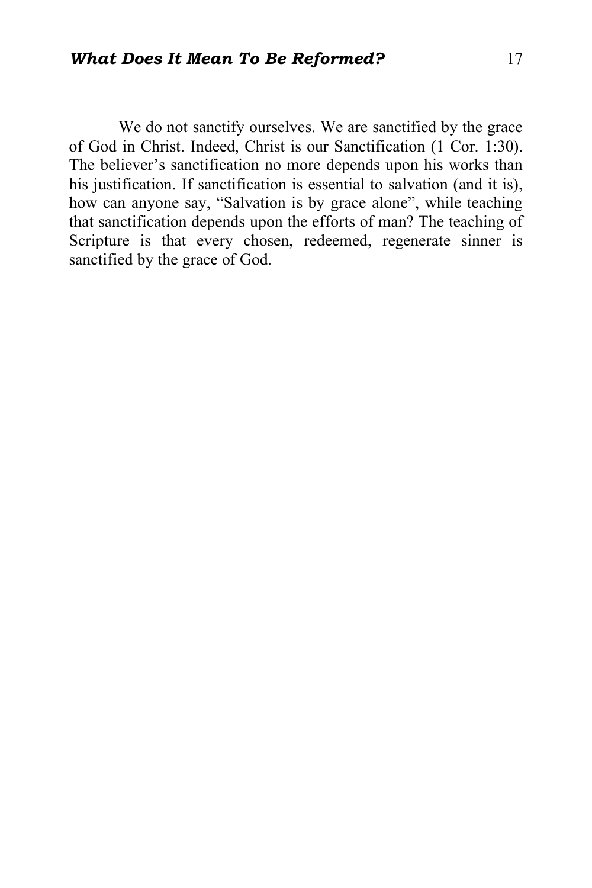We do not sanctify ourselves. We are sanctified by the grace of God in Christ. Indeed, Christ is our Sanctification (1 Cor. 1:30). The believer’s sanctification no more depends upon his works than his justification. If sanctification is essential to salvation (and it is), how can anyone say, “Salvation is by grace alone”, while teaching that sanctification depends upon the efforts of man? The teaching of Scripture is that every chosen, redeemed, regenerate sinner is sanctified by the grace of God.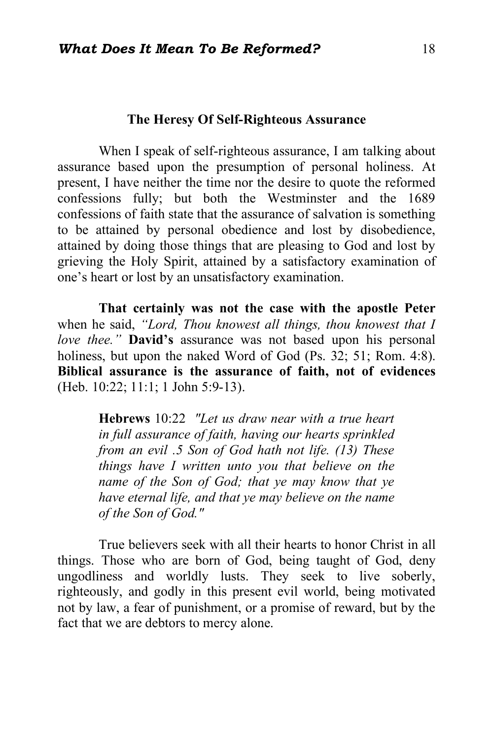### The Heresy Of Self-Righteous Assurance

When I speak of self-righteous assurance, I am talking about assurance based upon the presumption of personal holiness. At present, I have neither the time nor the desire to quote the reformed confessions fully; but both the Westminster and the 1689 confessions of faith state that the assurance of salvation is something to be attained by personal obedience and lost by disobedience, attained by doing those things that are pleasing to God and lost by grieving the Holy Spirit, attained by a satisfactory examination of one's heart or lost by an unsatisfactory examination.

**That certainly was not the case with the apostle Peter** when he said, *"Lord, Thou knowest all things, thou knowest that I love thee."* **David's** assurance was not based upon his personal holiness, but upon the naked Word of God (Ps. 32; 51; Rom. 4:8). **Biblical assurance is the assurance of faith, not of evidences** (Heb. 10:22; 11:1; 1 John 5:9-13).

> **Hebrews** 10:22 *"Let us draw near with a true heart in full assurance of faith, having our hearts sprinkled from an evil .5 Son of God hath not life. (13) These things have I written unto you that believe on the name of the Son of God; that ye may know that ye have eternal life, and that ye may believe on the name of the Son of God."*

True believers seek with all their hearts to honor Christ in all things. Those who are born of God, being taught of God, deny ungodliness and worldly lusts. They seek to live soberly, righteously, and godly in this present evil world, being motivated not by law, a fear of punishment, or a promise of reward, but by the fact that we are debtors to mercy alone.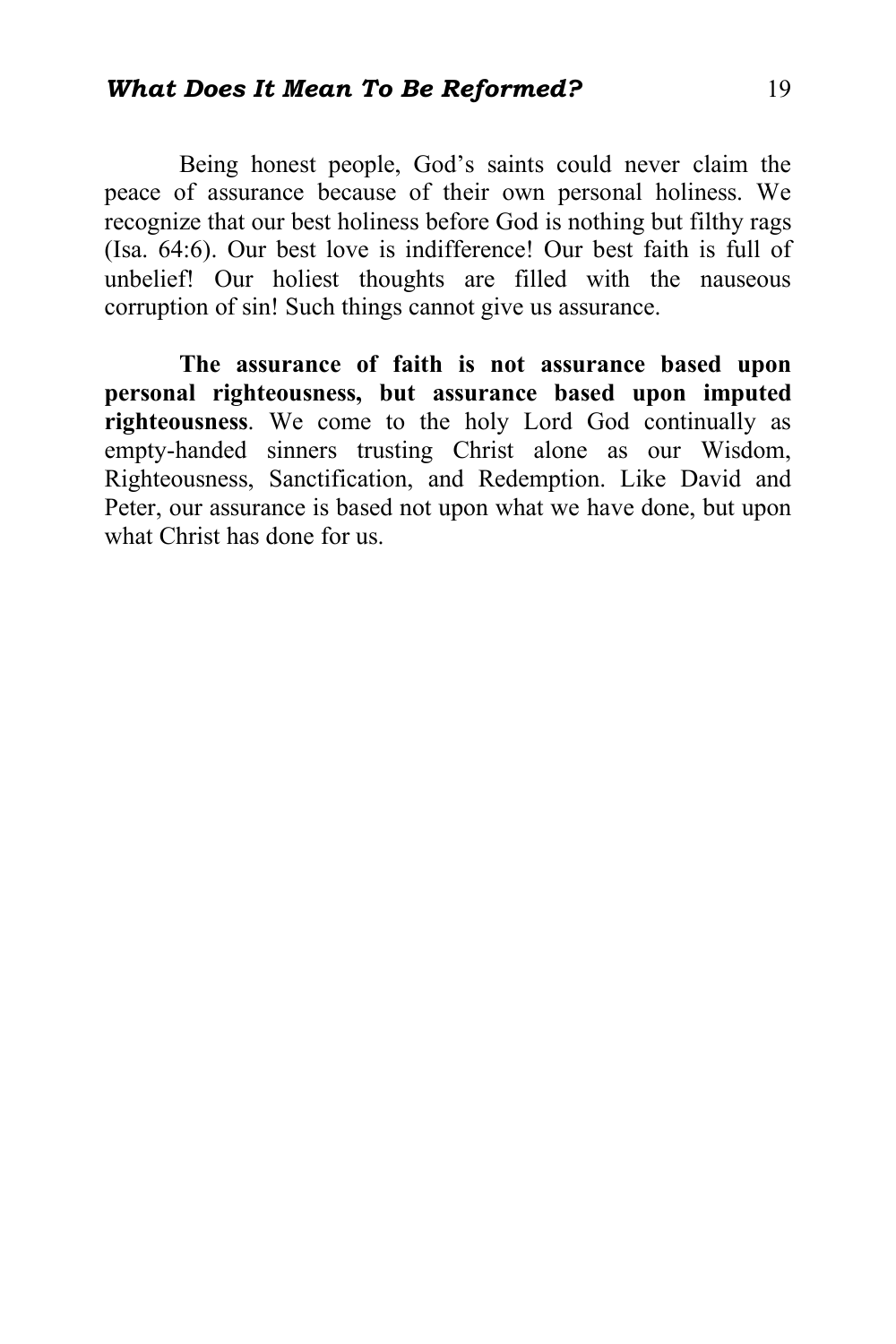Being honest people, God's saints could never claim the peace of assurance because of their own personal holiness. We recognize that our best holiness before God is nothing but filthy rags (Isa. 64:6). Our best love is indifference! Our best faith is full of unbelief! Our holiest thoughts are filled with the nauseous corruption of sin! Such things cannot give us assurance.

**The assurance of faith is not assurance based upon personal righteousness, but assurance based upon imputed righteousness**. We come to the holy Lord God continually as empty-handed sinners trusting Christ alone as our Wisdom, Righteousness, Sanctification, and Redemption. Like David and Peter, our assurance is based not upon what we have done, but upon what Christ has done for us.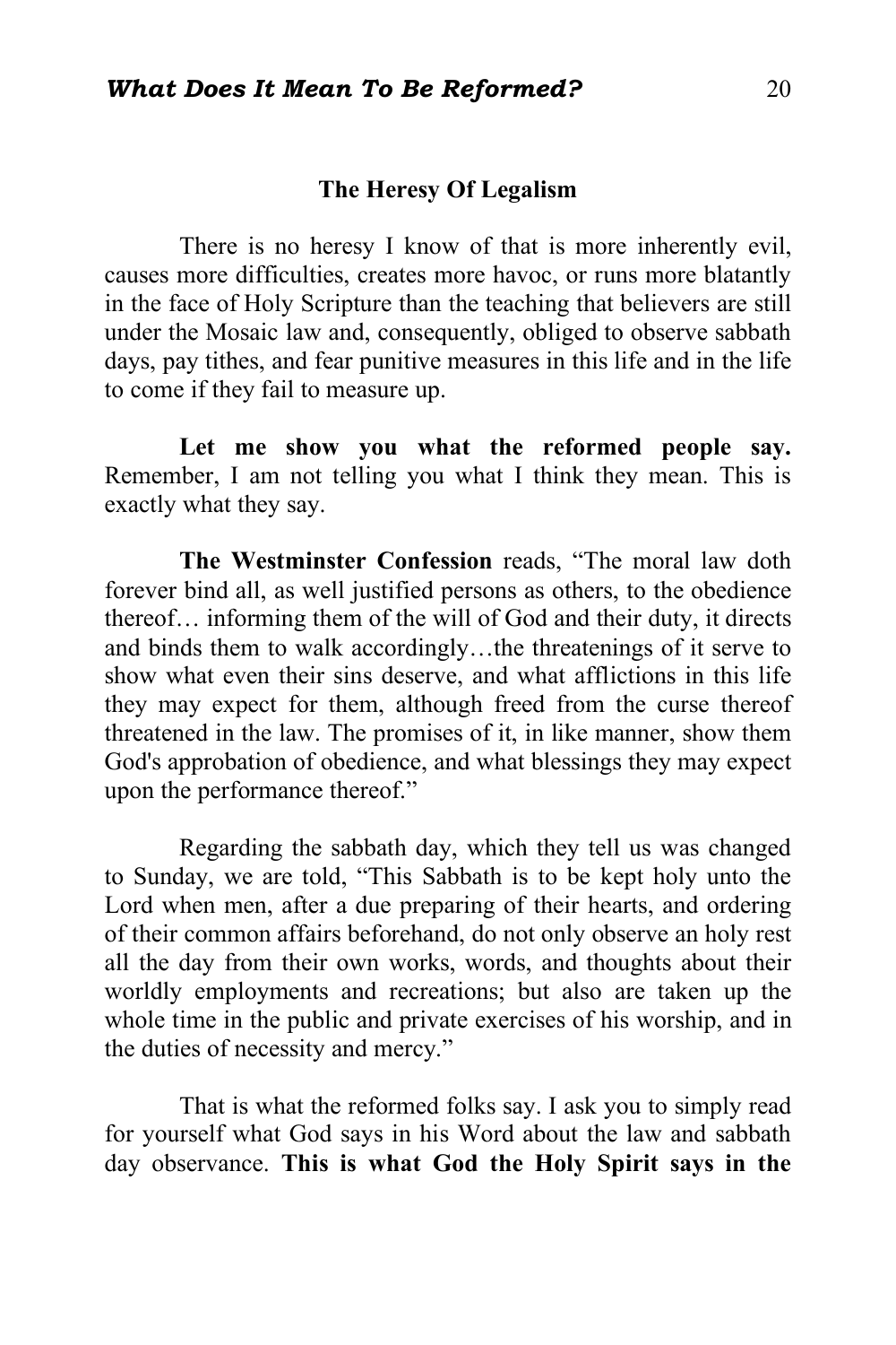## The Heresy Of Legalism

There is no heresy I know of that is more inherently evil, causes more difficulties, creates more havoc, or runs more blatantly in the face of Holy Scripture than the teaching that believers are still under the Mosaic law and, consequently, obliged to observe sabbath days, pay tithes, and fear punitive measures in this life and in the life to come if they fail to measure up.

**Let me show you what the reformed people say.** Remember, I am not telling you what I think they mean. This is exactly what they say.

**The Westminster Confession** reads, “The moral law doth forever bind all, as well justified persons as others, to the obedience thereof… informing them of the will of God and their duty, it directs and binds them to walk accordingly…the threatenings of it serve to show what even their sins deserve, and what afflictions in this life they may expect for them, although freed from the curse thereof threatened in the law. The promises of it, in like manner, show them God's approbation of obedience, and what blessings they may expect upon the performance thereof.”

Regarding the sabbath day, which they tell us was changed to Sunday, we are told, “This Sabbath is to be kept holy unto the Lord when men, after a due preparing of their hearts, and ordering of their common affairs beforehand, do not only observe an holy rest all the day from their own works, words, and thoughts about their worldly employments and recreations; but also are taken up the whole time in the public and private exercises of his worship, and in the duties of necessity and mercy.”

That is what the reformed folks say. I ask you to simply read for yourself what God says in his Word about the law and sabbath day observance. **This is what God the Holy Spirit says in the**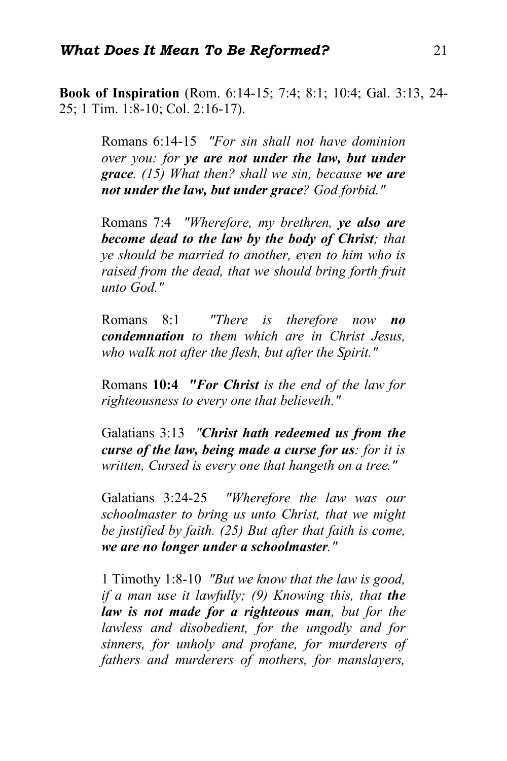**Book of Inspiration** (Rom. 6:14-15; 7:4; 8:1; 10:4; Gal. 3:13, 24-25; 1 Tim. 1:8-10; Col. 2:16-17).

> Romans 6:14-15 *"For sin shall not have dominion over you: for **ye are not under the law, but under grace**. (15) What then? shall we sin, because **we are not under the law, but under grace**? God forbid."*
>
> Romans 7:4 *"Wherefore, my brethren, **ye also are become dead to the law by the body of Christ**; that ye should be married to another, even to him who is raised from the dead, that we should bring forth fruit unto God."*
>
> Romans 8:1 *"There is therefore now **no condemnation** to them which are in Christ Jesus, who walk not after the flesh, but after the Spirit."*
>
> Romans **10:4** ***"For Christ** is the end of the law for righteousness to every one that believeth."*
>
> Galatians 3:13 *"**Christ hath redeemed us from the curse of the law, being made a curse for us**: for it is written, Cursed is every one that hangeth on a tree."*
>
> Galatians 3:24-25 *"Wherefore the law was our schoolmaster to bring us unto Christ, that we might be justified by faith. (25) But after that faith is come, **we are no longer under a schoolmaster**."*
>
> 1 Timothy 1:8-10 *"But we know that the law is good, if a man use it lawfully; (9) Knowing this, that **the law is not made for a righteous man**, but for the lawless and disobedient, for the ungodly and for sinners, for unholy and profane, for murderers of fathers and murderers of mothers, for manslayers,*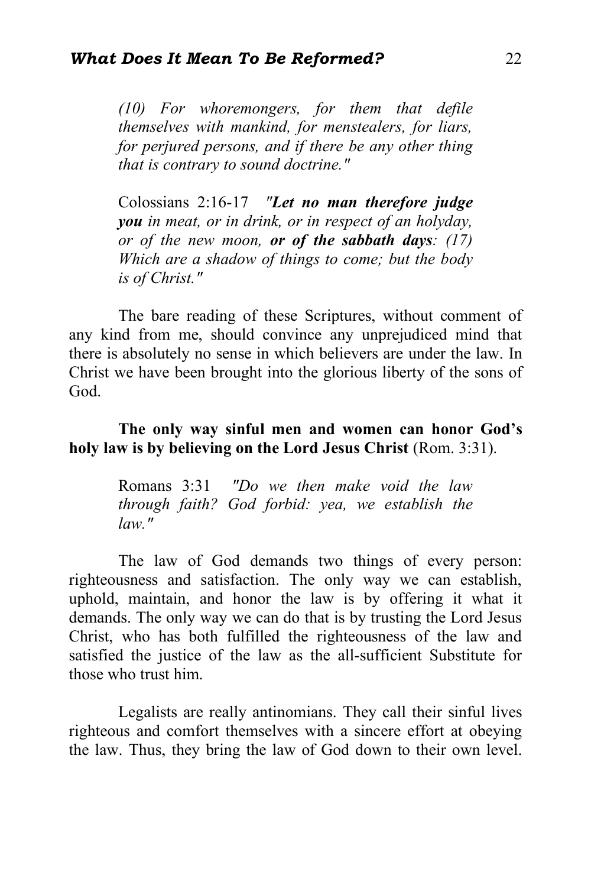*(10) For whoremongers, for them that defile themselves with mankind, for menstealers, for liars, for perjured persons, and if there be any other thing that is contrary to sound doctrine."*

> Colossians 2:16-17 *"**Let no man therefore judge you** in meat, or in drink, or in respect of an holyday, or of the new moon, **or of the sabbath days**: (17) Which are a shadow of things to come; but the body is of Christ."*

The bare reading of these Scriptures, without comment of any kind from me, should convince any unprejudiced mind that there is absolutely no sense in which believers are under the law. In Christ we have been brought into the glorious liberty of the sons of God.

**The only way sinful men and women can honor God's holy law is by believing on the Lord Jesus Christ** (Rom. 3:31).

> Romans 3:31 *"Do we then make void the law through faith? God forbid: yea, we establish the law."*

The law of God demands two things of every person: righteousness and satisfaction. The only way we can establish, uphold, maintain, and honor the law is by offering it what it demands. The only way we can do that is by trusting the Lord Jesus Christ, who has both fulfilled the righteousness of the law and satisfied the justice of the law as the all-sufficient Substitute for those who trust him.

Legalists are really antinomians. They call their sinful lives righteous and comfort themselves with a sincere effort at obeying the law. Thus, they bring the law of God down to their own level.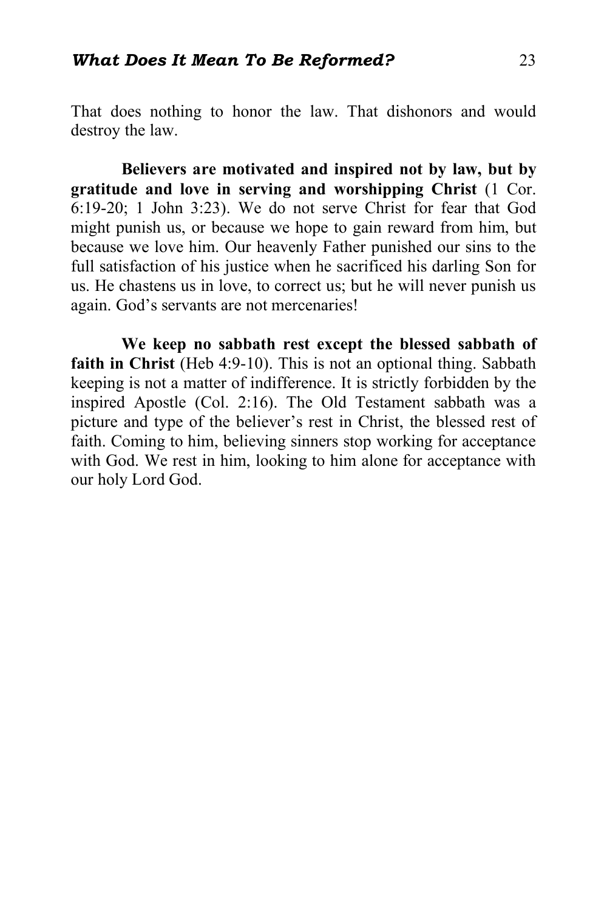That does nothing to honor the law. That dishonors and would destroy the law.

**Believers are motivated and inspired not by law, but by gratitude and love in serving and worshipping Christ** (1 Cor. 6:19-20; 1 John 3:23). We do not serve Christ for fear that God might punish us, or because we hope to gain reward from him, but because we love him. Our heavenly Father punished our sins to the full satisfaction of his justice when he sacrificed his darling Son for us. He chastens us in love, to correct us; but he will never punish us again. God's servants are not mercenaries!

**We keep no sabbath rest except the blessed sabbath of faith in Christ** (Heb 4:9-10). This is not an optional thing. Sabbath keeping is not a matter of indifference. It is strictly forbidden by the inspired Apostle (Col. 2:16). The Old Testament sabbath was a picture and type of the believer's rest in Christ, the blessed rest of faith. Coming to him, believing sinners stop working for acceptance with God. We rest in him, looking to him alone for acceptance with our holy Lord God.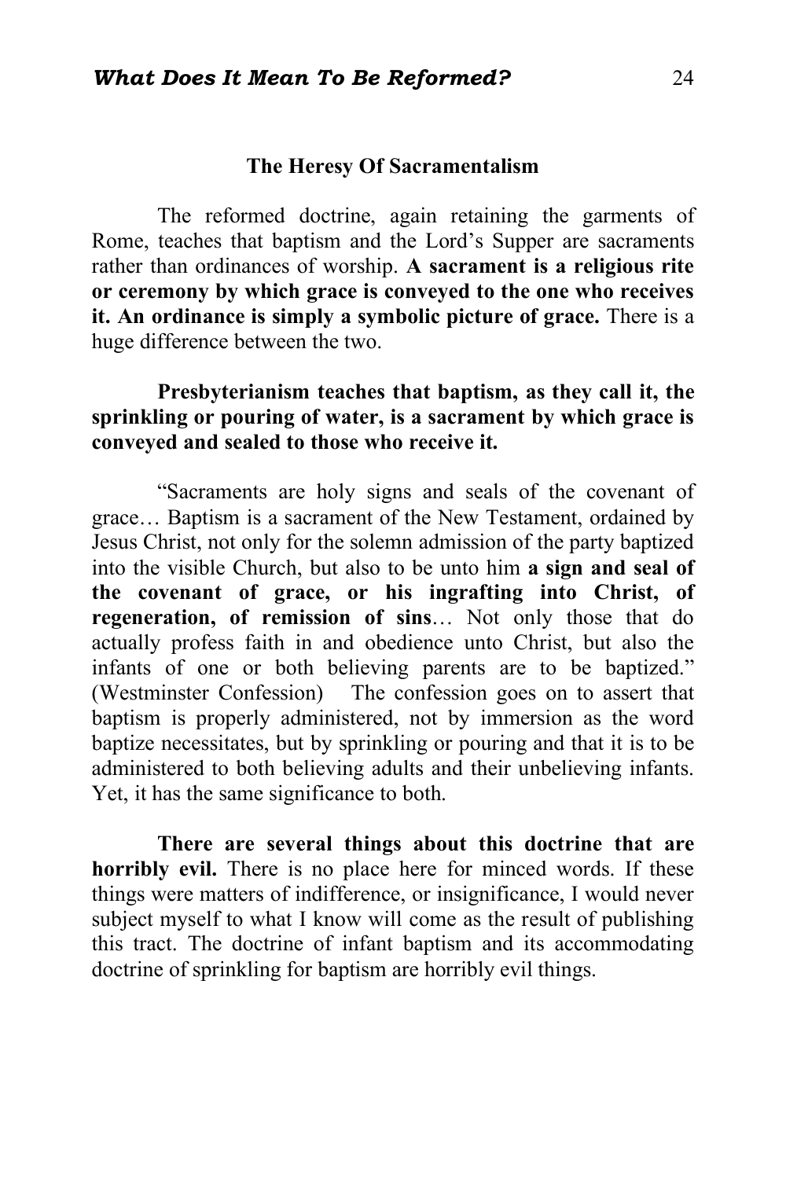### The Heresy Of Sacramentalism

The reformed doctrine, again retaining the garments of Rome, teaches that baptism and the Lord's Supper are sacraments rather than ordinances of worship. **A sacrament is a religious rite or ceremony by which grace is conveyed to the one who receives it. An ordinance is simply a symbolic picture of grace.** There is a huge difference between the two.

**Presbyterianism teaches that baptism, as they call it, the sprinkling or pouring of water, is a sacrament by which grace is conveyed and sealed to those who receive it.**

"Sacraments are holy signs and seals of the covenant of grace… Baptism is a sacrament of the New Testament, ordained by Jesus Christ, not only for the solemn admission of the party baptized into the visible Church, but also to be unto him **a sign and seal of the covenant of grace, or his ingrafting into Christ, of regeneration, of remission of sins**… Not only those that do actually profess faith in and obedience unto Christ, but also the infants of one or both believing parents are to be baptized." (Westminster Confession) The confession goes on to assert that baptism is properly administered, not by immersion as the word baptize necessitates, but by sprinkling or pouring and that it is to be administered to both believing adults and their unbelieving infants. Yet, it has the same significance to both.

**There are several things about this doctrine that are horribly evil.** There is no place here for minced words. If these things were matters of indifference, or insignificance, I would never subject myself to what I know will come as the result of publishing this tract. The doctrine of infant baptism and its accommodating doctrine of sprinkling for baptism are horribly evil things.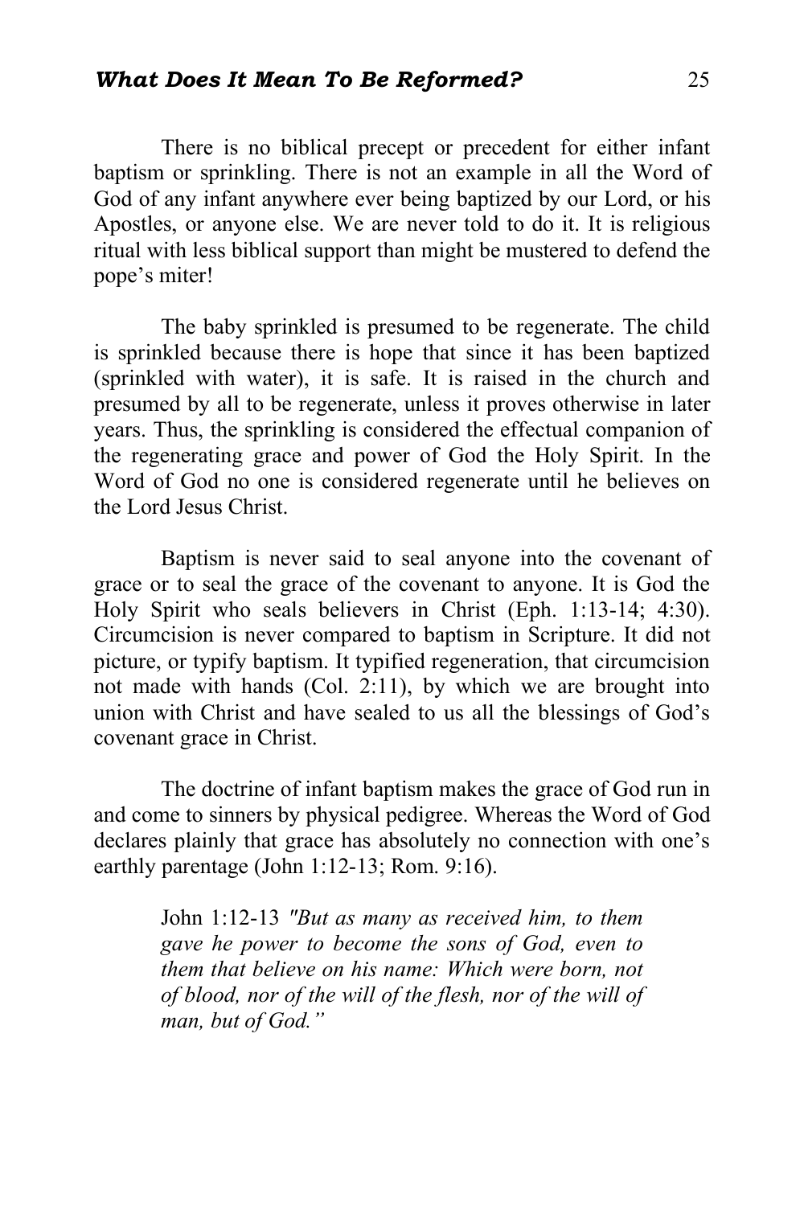There is no biblical precept or precedent for either infant baptism or sprinkling. There is not an example in all the Word of God of any infant anywhere ever being baptized by our Lord, or his Apostles, or anyone else. We are never told to do it. It is religious ritual with less biblical support than might be mustered to defend the pope's miter!

The baby sprinkled is presumed to be regenerate. The child is sprinkled because there is hope that since it has been baptized (sprinkled with water), it is safe. It is raised in the church and presumed by all to be regenerate, unless it proves otherwise in later years. Thus, the sprinkling is considered the effectual companion of the regenerating grace and power of God the Holy Spirit. In the Word of God no one is considered regenerate until he believes on the Lord Jesus Christ.

Baptism is never said to seal anyone into the covenant of grace or to seal the grace of the covenant to anyone. It is God the Holy Spirit who seals believers in Christ (Eph. 1:13-14; 4:30). Circumcision is never compared to baptism in Scripture. It did not picture, or typify baptism. It typified regeneration, that circumcision not made with hands (Col. 2:11), by which we are brought into union with Christ and have sealed to us all the blessings of God's covenant grace in Christ.

The doctrine of infant baptism makes the grace of God run in and come to sinners by physical pedigree. Whereas the Word of God declares plainly that grace has absolutely no connection with one's earthly parentage (John 1:12-13; Rom. 9:16).

> John 1:12-13 *"But as many as received him, to them gave he power to become the sons of God, even to them that believe on his name: Which were born, not of blood, nor of the will of the flesh, nor of the will of man, but of God."*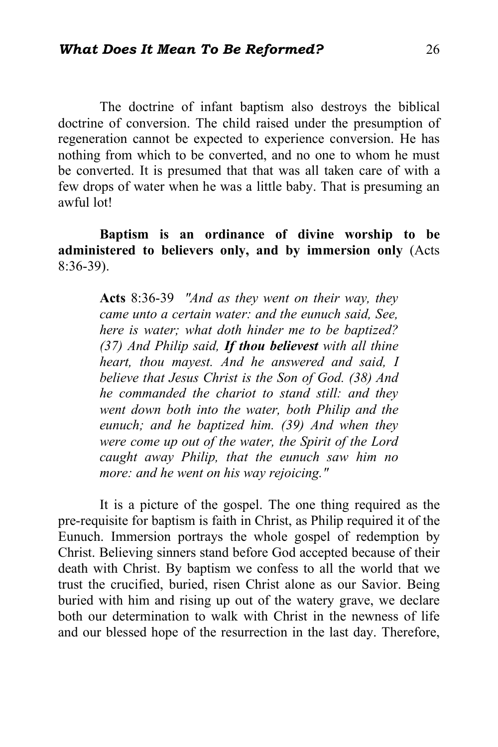The doctrine of infant baptism also destroys the biblical doctrine of conversion. The child raised under the presumption of regeneration cannot be expected to experience conversion. He has nothing from which to be converted, and no one to whom he must be converted. It is presumed that that was all taken care of with a few drops of water when he was a little baby. That is presuming an awful lot!

**Baptism is an ordinance of divine worship to be administered to believers only, and by immersion only** (Acts 8:36-39).

> **Acts** 8:36-39 *"And as they went on their way, they came unto a certain water: and the eunuch said, See, here is water; what doth hinder me to be baptized? (37) And Philip said,* ***If thou believest*** *with all thine heart, thou mayest. And he answered and said, I believe that Jesus Christ is the Son of God. (38) And he commanded the chariot to stand still: and they went down both into the water, both Philip and the eunuch; and he baptized him. (39) And when they were come up out of the water, the Spirit of the Lord caught away Philip, that the eunuch saw him no more: and he went on his way rejoicing."*

It is a picture of the gospel. The one thing required as the pre-requisite for baptism is faith in Christ, as Philip required it of the Eunuch. Immersion portrays the whole gospel of redemption by Christ. Believing sinners stand before God accepted because of their death with Christ. By baptism we confess to all the world that we trust the crucified, buried, risen Christ alone as our Savior. Being buried with him and rising up out of the watery grave, we declare both our determination to walk with Christ in the newness of life and our blessed hope of the resurrection in the last day. Therefore,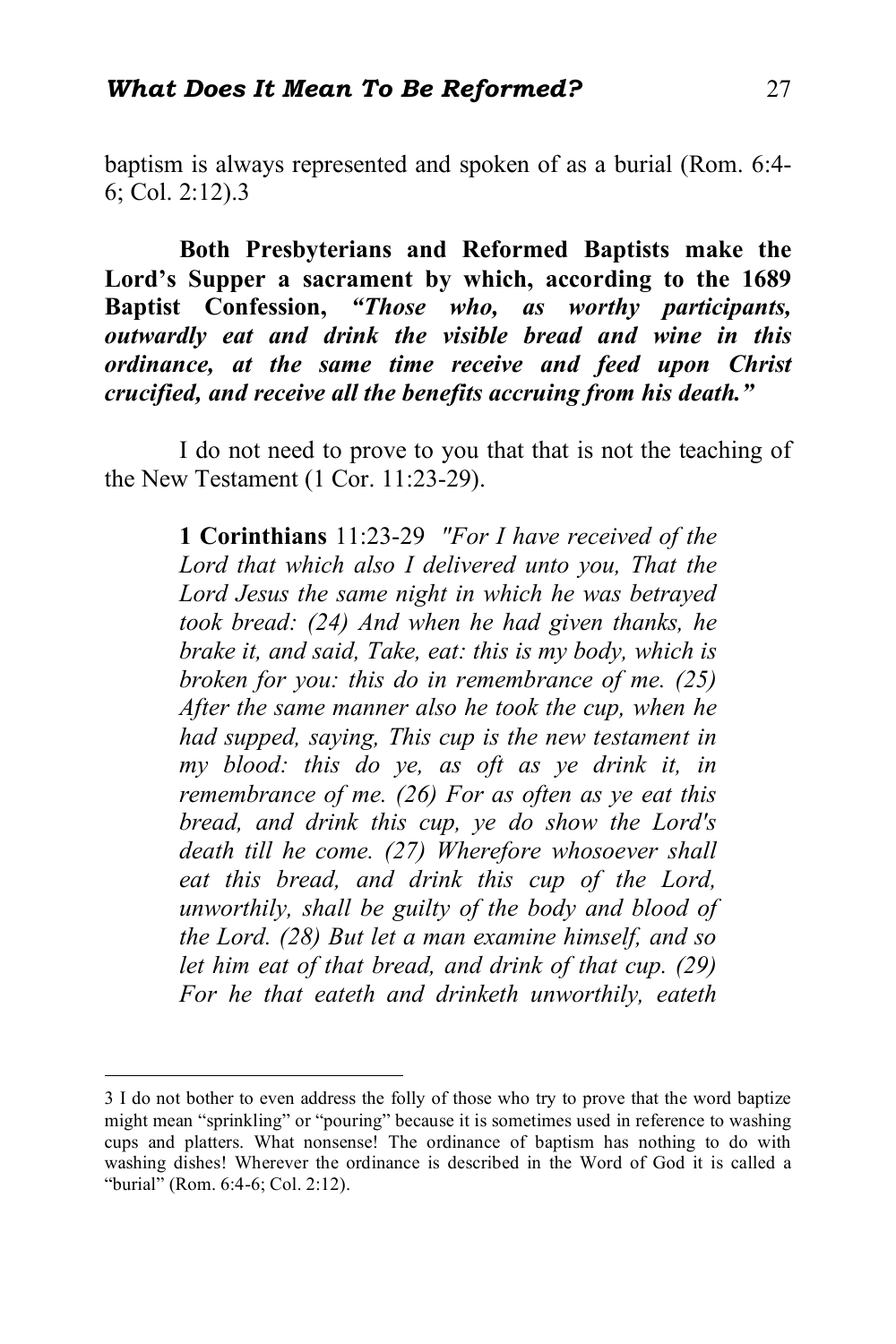baptism is always represented and spoken of as a burial (Rom. 6:4-6; Col. 2:12).[3]

**Both Presbyterians and Reformed Baptists make the Lord's Supper a sacrament by which, according to the 1689 Baptist Confession, *"Those who, as worthy participants, outwardly eat and drink the visible bread and wine in this ordinance, at the same time receive and feed upon Christ crucified, and receive all the benefits accruing from his death."***

I do not need to prove to you that that is not the teaching of the New Testament (1 Cor. 11:23-29).

> **1 Corinthians** 11:23-29 *"For I have received of the Lord that which also I delivered unto you, That the Lord Jesus the same night in which he was betrayed took bread: (24) And when he had given thanks, he brake it, and said, Take, eat: this is my body, which is broken for you: this do in remembrance of me. (25) After the same manner also he took the cup, when he had supped, saying, This cup is the new testament in my blood: this do ye, as oft as ye drink it, in remembrance of me. (26) For as often as ye eat this bread, and drink this cup, ye do show the Lord's death till he come. (27) Wherefore whosoever shall eat this bread, and drink this cup of the Lord, unworthily, shall be guilty of the body and blood of the Lord. (28) But let a man examine himself, and so let him eat of that bread, and drink of that cup. (29) For he that eateth and drinketh unworthily, eateth*

---

[3] I do not bother to even address the folly of those who try to prove that the word baptize might mean "sprinkling" or "pouring" because it is sometimes used in reference to washing cups and platters. What nonsense! The ordinance of baptism has nothing to do with washing dishes! Wherever the ordinance is described in the Word of God it is called a "burial" (Rom. 6:4-6; Col. 2:12).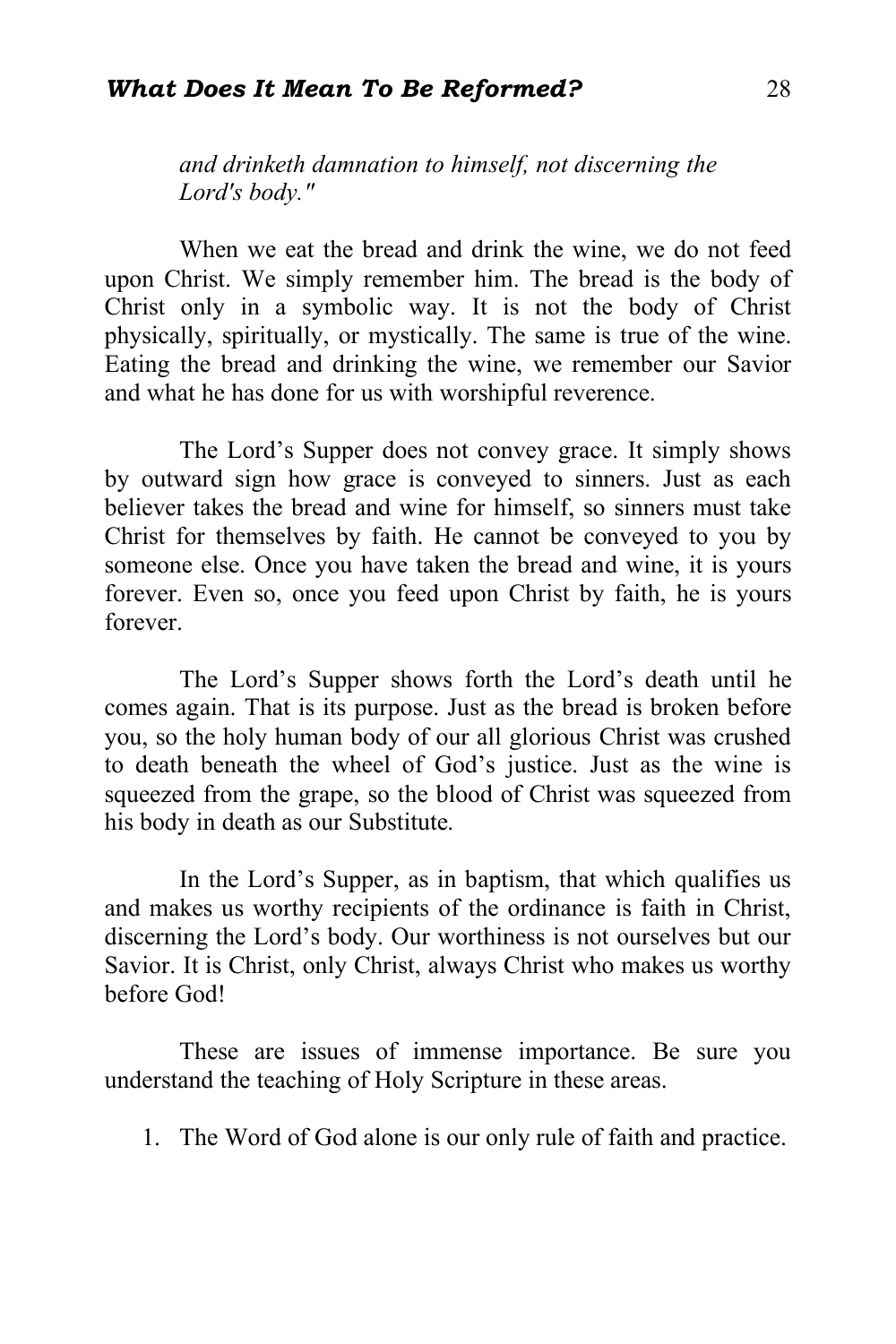*and drinketh damnation to himself, not discerning the Lord's body."*

When we eat the bread and drink the wine, we do not feed upon Christ. We simply remember him. The bread is the body of Christ only in a symbolic way. It is not the body of Christ physically, spiritually, or mystically. The same is true of the wine. Eating the bread and drinking the wine, we remember our Savior and what he has done for us with worshipful reverence.

The Lord's Supper does not convey grace. It simply shows by outward sign how grace is conveyed to sinners. Just as each believer takes the bread and wine for himself, so sinners must take Christ for themselves by faith. He cannot be conveyed to you by someone else. Once you have taken the bread and wine, it is yours forever. Even so, once you feed upon Christ by faith, he is yours forever.

The Lord's Supper shows forth the Lord's death until he comes again. That is its purpose. Just as the bread is broken before you, so the holy human body of our all glorious Christ was crushed to death beneath the wheel of God's justice. Just as the wine is squeezed from the grape, so the blood of Christ was squeezed from his body in death as our Substitute.

In the Lord's Supper, as in baptism, that which qualifies us and makes us worthy recipients of the ordinance is faith in Christ, discerning the Lord's body. Our worthiness is not ourselves but our Savior. It is Christ, only Christ, always Christ who makes us worthy before God!

These are issues of immense importance. Be sure you understand the teaching of Holy Scripture in these areas.

1. The Word of God alone is our only rule of faith and practice.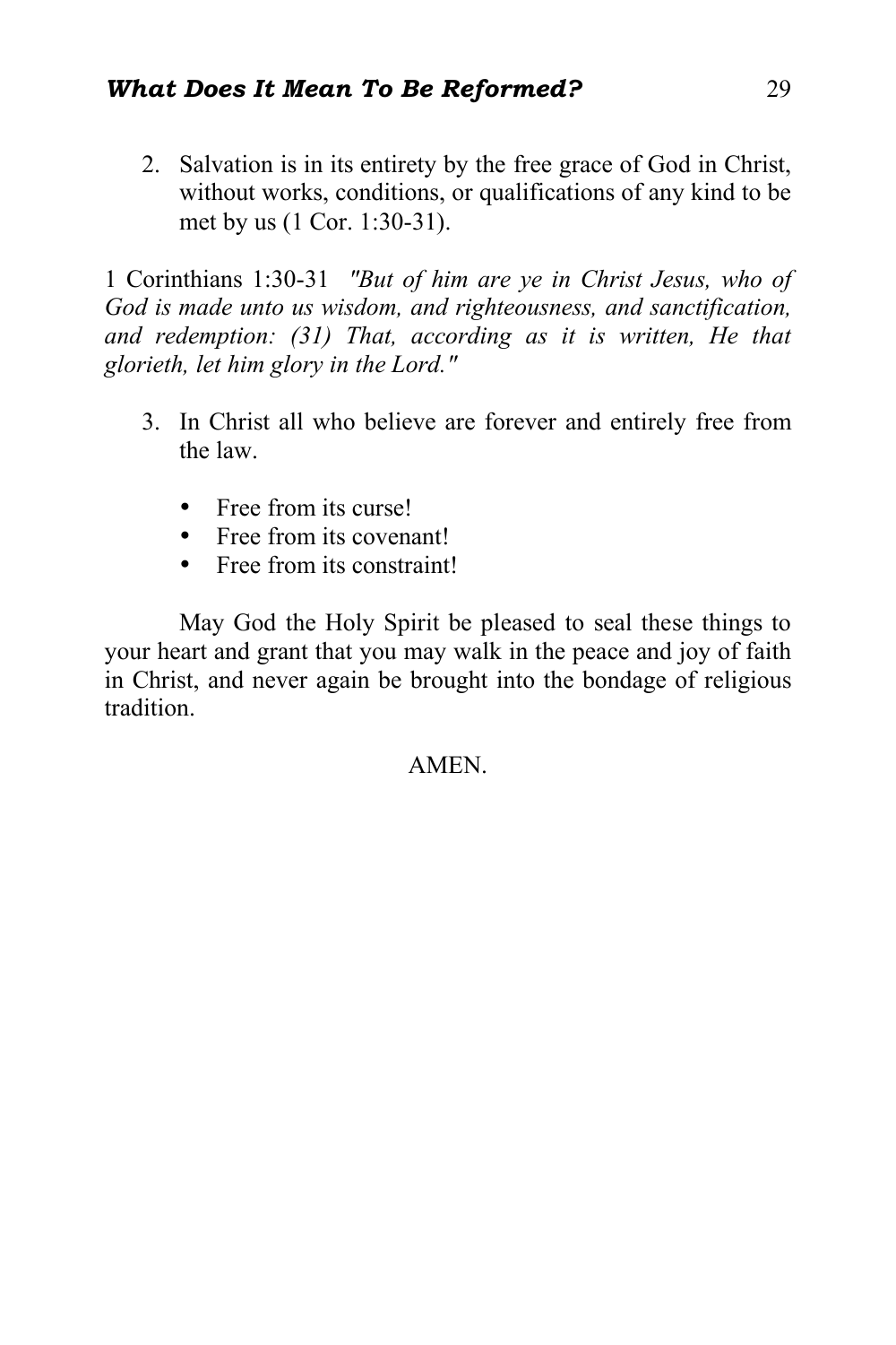2. Salvation is in its entirety by the free grace of God in Christ, without works, conditions, or qualifications of any kind to be met by us (1 Cor. 1:30-31).

1 Corinthians 1:30-31 *"But of him are ye in Christ Jesus, who of God is made unto us wisdom, and righteousness, and sanctification, and redemption: (31) That, according as it is written, He that glorieth, let him glory in the Lord."*

3. In Christ all who believe are forever and entirely free from the law.

    - Free from its curse!
    - Free from its covenant!
    - Free from its constraint!

May God the Holy Spirit be pleased to seal these things to your heart and grant that you may walk in the peace and joy of faith in Christ, and never again be brought into the bondage of religious tradition.

AMEN.